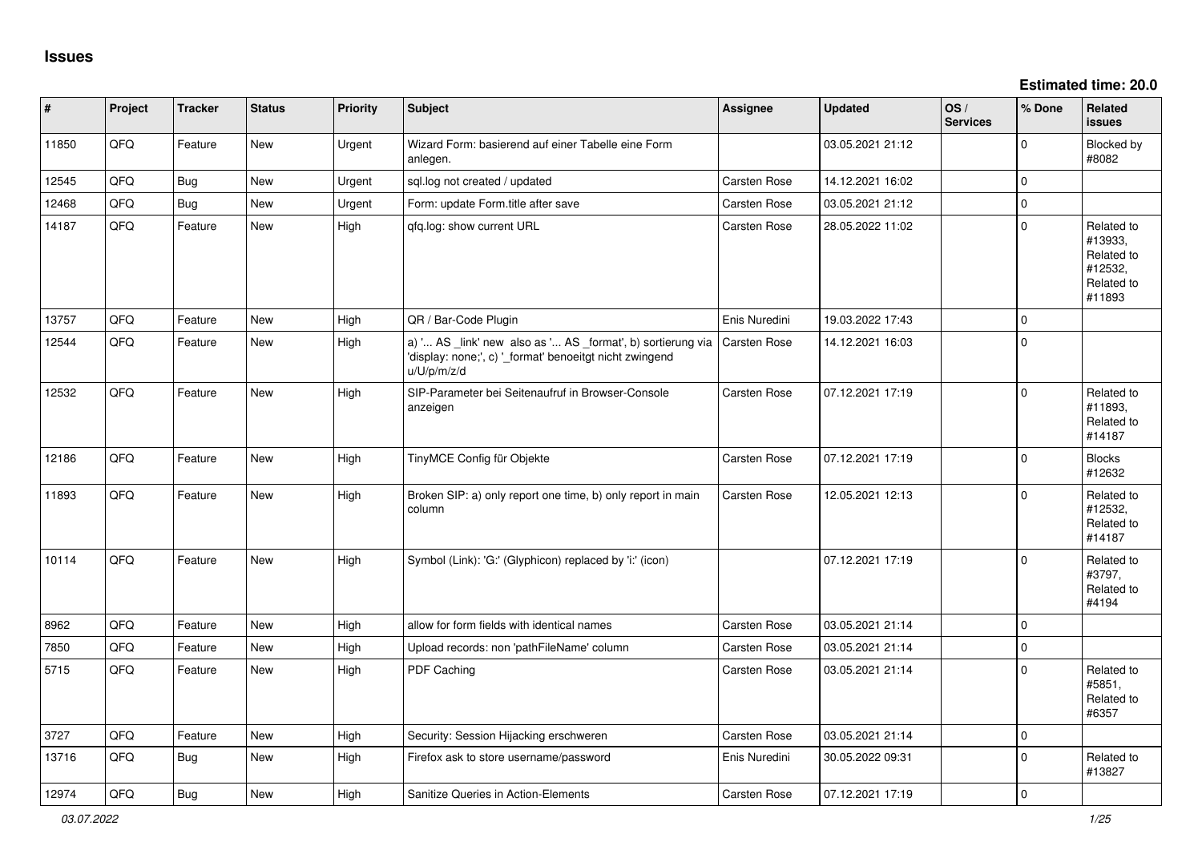# Issues

**Estimated time: 20.0**

| # | Project | Tracker | Status | Priority | Subject | Assignee | Updated | OS / Services | % Done | Related issues |
|---|---|---|---|---|---|---|---|---|---|---|
| 11850 | QFQ | Feature | New | Urgent | Wizard Form: basierend auf einer Tabelle eine Form anlegen. | | 03.05.2021 21:12 | | 0 | Blocked by #8082 |
| 12545 | QFQ | Bug | New | Urgent | sql.log not created / updated | Carsten Rose | 14.12.2021 16:02 | | 0 | |
| 12468 | QFQ | Bug | New | Urgent | Form: update Form.title after save | Carsten Rose | 03.05.2021 21:12 | | 0 | |
| 14187 | QFQ | Feature | New | High | qfq.log: show current URL | Carsten Rose | 28.05.2022 11:02 | | 0 | Related to #13933, Related to #12532, Related to #11893 |
| 13757 | QFQ | Feature | New | High | QR / Bar-Code Plugin | Enis Nuredini | 19.03.2022 17:43 | | 0 | |
| 12544 | QFQ | Feature | New | High | a) '... AS _link' new also as '... AS _format', b) sortierung via 'display: none;', c) '_format' benoeitgt nicht zwingend u/U/p/m/z/d | Carsten Rose | 14.12.2021 16:03 | | 0 | |
| 12532 | QFQ | Feature | New | High | SIP-Parameter bei Seitenaufruf in Browser-Console anzeigen | Carsten Rose | 07.12.2021 17:19 | | 0 | Related to #11893, Related to #14187 |
| 12186 | QFQ | Feature | New | High | TinyMCE Config für Objekte | Carsten Rose | 07.12.2021 17:19 | | 0 | Blocks #12632 |
| 11893 | QFQ | Feature | New | High | Broken SIP: a) only report one time, b) only report in main column | Carsten Rose | 12.05.2021 12:13 | | 0 | Related to #12532, Related to #14187 |
| 10114 | QFQ | Feature | New | High | Symbol (Link): 'G:' (Glyphicon) replaced by 'i:' (icon) | | 07.12.2021 17:19 | | 0 | Related to #3797, Related to #4194 |
| 8962 | QFQ | Feature | New | High | allow for form fields with identical names | Carsten Rose | 03.05.2021 21:14 | | 0 | |
| 7850 | QFQ | Feature | New | High | Upload records: non 'pathFileName' column | Carsten Rose | 03.05.2021 21:14 | | 0 | |
| 5715 | QFQ | Feature | New | High | PDF Caching | Carsten Rose | 03.05.2021 21:14 | | 0 | Related to #5851, Related to #6357 |
| 3727 | QFQ | Feature | New | High | Security: Session Hijacking erschweren | Carsten Rose | 03.05.2021 21:14 | | 0 | |
| 13716 | QFQ | Bug | New | High | Firefox ask to store username/password | Enis Nuredini | 30.05.2022 09:31 | | 0 | Related to #13827 |
| 12974 | QFQ | Bug | New | High | Sanitize Queries in Action-Elements | Carsten Rose | 07.12.2021 17:19 | | 0 | |

*03.07.2022*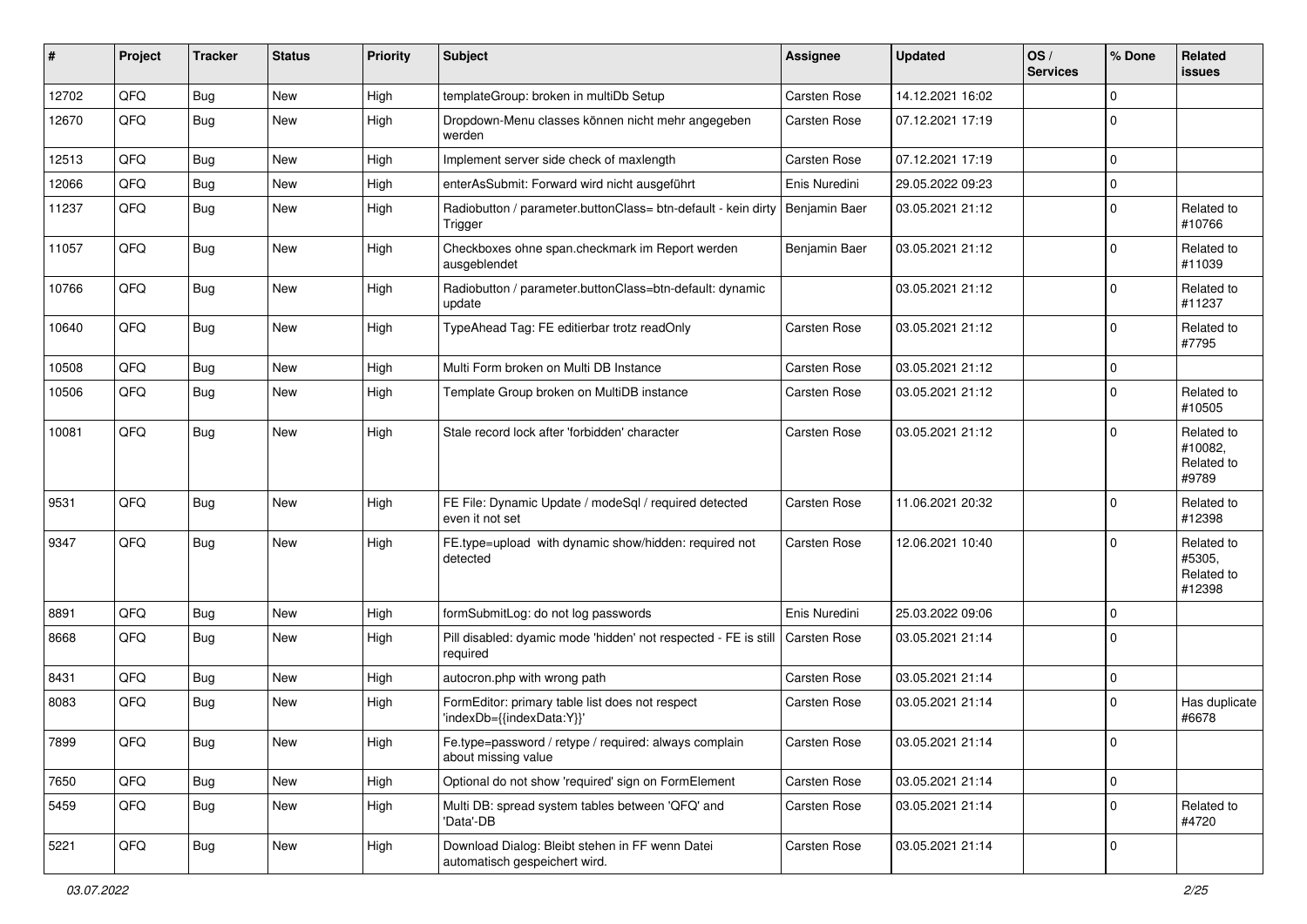| # | Project | Tracker | Status | Priority | Subject | Assignee | Updated | OS / Services | % Done | Related issues |
|---|---|---|---|---|---|---|---|---|---|---|
| 12702 | QFQ | Bug | New | High | templateGroup: broken in multiDb Setup | Carsten Rose | 14.12.2021 16:02 | | 0 | |
| 12670 | QFQ | Bug | New | High | Dropdown-Menu classes können nicht mehr angegeben werden | Carsten Rose | 07.12.2021 17:19 | | 0 | |
| 12513 | QFQ | Bug | New | High | Implement server side check of maxlength | Carsten Rose | 07.12.2021 17:19 | | 0 | |
| 12066 | QFQ | Bug | New | High | enterAsSubmit: Forward wird nicht ausgeführt | Enis Nuredini | 29.05.2022 09:23 | | 0 | |
| 11237 | QFQ | Bug | New | High | Radiobutton / parameter.buttonClass= btn-default - kein dirty Trigger | Benjamin Baer | 03.05.2021 21:12 | | 0 | Related to #10766 |
| 11057 | QFQ | Bug | New | High | Checkboxes ohne span.checkmark im Report werden ausgeblendet | Benjamin Baer | 03.05.2021 21:12 | | 0 | Related to #11039 |
| 10766 | QFQ | Bug | New | High | Radiobutton / parameter.buttonClass=btn-default: dynamic update | | 03.05.2021 21:12 | | 0 | Related to #11237 |
| 10640 | QFQ | Bug | New | High | TypeAhead Tag: FE editierbar trotz readOnly | Carsten Rose | 03.05.2021 21:12 | | 0 | Related to #7795 |
| 10508 | QFQ | Bug | New | High | Multi Form broken on Multi DB Instance | Carsten Rose | 03.05.2021 21:12 | | 0 | |
| 10506 | QFQ | Bug | New | High | Template Group broken on MultiDB instance | Carsten Rose | 03.05.2021 21:12 | | 0 | Related to #10505 |
| 10081 | QFQ | Bug | New | High | Stale record lock after 'forbidden' character | Carsten Rose | 03.05.2021 21:12 | | 0 | Related to #10082, Related to #9789 |
| 9531 | QFQ | Bug | New | High | FE File: Dynamic Update / modeSql / required detected even it not set | Carsten Rose | 11.06.2021 20:32 | | 0 | Related to #12398 |
| 9347 | QFQ | Bug | New | High | FE.type=upload with dynamic show/hidden: required not detected | Carsten Rose | 12.06.2021 10:40 | | 0 | Related to #5305, Related to #12398 |
| 8891 | QFQ | Bug | New | High | formSubmitLog: do not log passwords | Enis Nuredini | 25.03.2022 09:06 | | 0 | |
| 8668 | QFQ | Bug | New | High | Pill disabled: dyamic mode 'hidden' not respected - FE is still required | Carsten Rose | 03.05.2021 21:14 | | 0 | |
| 8431 | QFQ | Bug | New | High | autocron.php with wrong path | Carsten Rose | 03.05.2021 21:14 | | 0 | |
| 8083 | QFQ | Bug | New | High | FormEditor: primary table list does not respect 'indexDb={{indexData:Y}}' | Carsten Rose | 03.05.2021 21:14 | | 0 | Has duplicate #6678 |
| 7899 | QFQ | Bug | New | High | Fe.type=password / retype / required: always complain about missing value | Carsten Rose | 03.05.2021 21:14 | | 0 | |
| 7650 | QFQ | Bug | New | High | Optional do not show 'required' sign on FormElement | Carsten Rose | 03.05.2021 21:14 | | 0 | |
| 5459 | QFQ | Bug | New | High | Multi DB: spread system tables between 'QFQ' and 'Data'-DB | Carsten Rose | 03.05.2021 21:14 | | 0 | Related to #4720 |
| 5221 | QFQ | Bug | New | High | Download Dialog: Bleibt stehen in FF wenn Datei automatisch gespeichert wird. | Carsten Rose | 03.05.2021 21:14 | | 0 | |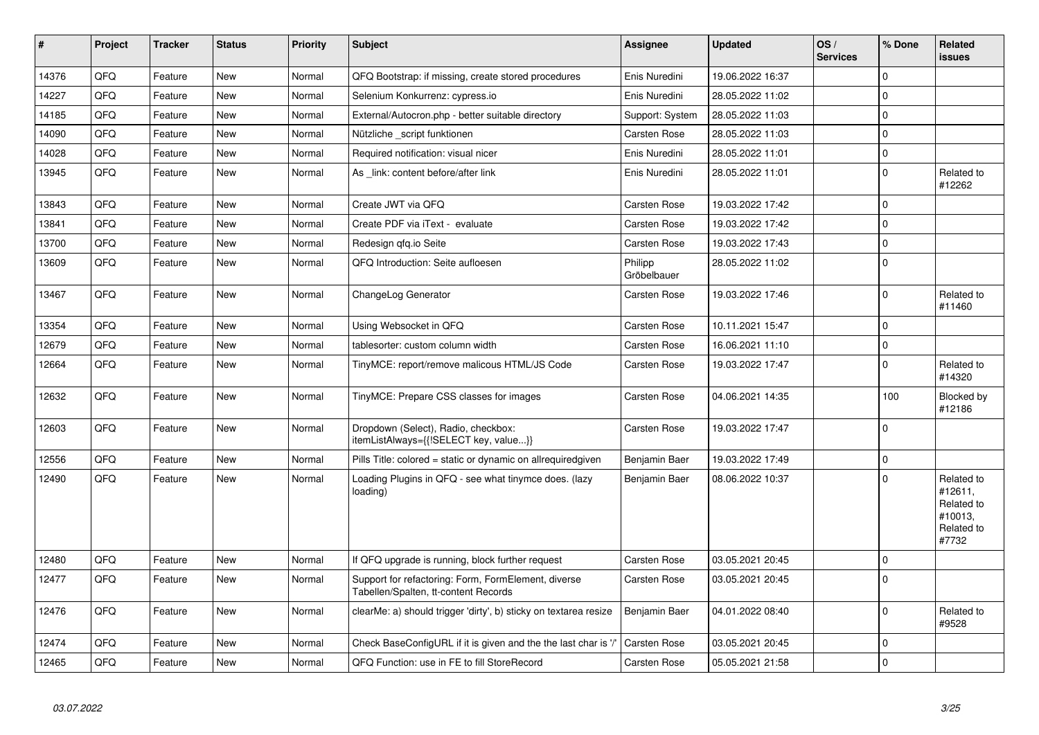| # | Project | Tracker | Status | Priority | Subject | Assignee | Updated | OS / Services | % Done | Related issues |
|---|---|---|---|---|---|---|---|---|---|---|
| 14376 | QFQ | Feature | New | Normal | QFQ Bootstrap: if missing, create stored procedures | Enis Nuredini | 19.06.2022 16:37 | | 0 | |
| 14227 | QFQ | Feature | New | Normal | Selenium Konkurrenz: cypress.io | Enis Nuredini | 28.05.2022 11:02 | | 0 | |
| 14185 | QFQ | Feature | New | Normal | External/Autocron.php - better suitable directory | Support: System | 28.05.2022 11:03 | | 0 | |
| 14090 | QFQ | Feature | New | Normal | Nützliche _script funktionen | Carsten Rose | 28.05.2022 11:03 | | 0 | |
| 14028 | QFQ | Feature | New | Normal | Required notification: visual nicer | Enis Nuredini | 28.05.2022 11:01 | | 0 | |
| 13945 | QFQ | Feature | New | Normal | As _link: content before/after link | Enis Nuredini | 28.05.2022 11:01 | | 0 | Related to #12262 |
| 13843 | QFQ | Feature | New | Normal | Create JWT via QFQ | Carsten Rose | 19.03.2022 17:42 | | 0 | |
| 13841 | QFQ | Feature | New | Normal | Create PDF via iText - evaluate | Carsten Rose | 19.03.2022 17:42 | | 0 | |
| 13700 | QFQ | Feature | New | Normal | Redesign qfq.io Seite | Carsten Rose | 19.03.2022 17:43 | | 0 | |
| 13609 | QFQ | Feature | New | Normal | QFQ Introduction: Seite aufloesen | Philipp Gröbelbauer | 28.05.2022 11:02 | | 0 | |
| 13467 | QFQ | Feature | New | Normal | ChangeLog Generator | Carsten Rose | 19.03.2022 17:46 | | 0 | Related to #11460 |
| 13354 | QFQ | Feature | New | Normal | Using Websocket in QFQ | Carsten Rose | 10.11.2021 15:47 | | 0 | |
| 12679 | QFQ | Feature | New | Normal | tablesorter: custom column width | Carsten Rose | 16.06.2021 11:10 | | 0 | |
| 12664 | QFQ | Feature | New | Normal | TinyMCE: report/remove malicous HTML/JS Code | Carsten Rose | 19.03.2022 17:47 | | 0 | Related to #14320 |
| 12632 | QFQ | Feature | New | Normal | TinyMCE: Prepare CSS classes for images | Carsten Rose | 04.06.2021 14:35 | | 100 | Blocked by #12186 |
| 12603 | QFQ | Feature | New | Normal | Dropdown (Select), Radio, checkbox: itemListAlways={{!SELECT key, value...}} | Carsten Rose | 19.03.2022 17:47 | | 0 | |
| 12556 | QFQ | Feature | New | Normal | Pills Title: colored = static or dynamic on allrequiredgiven | Benjamin Baer | 19.03.2022 17:49 | | 0 | |
| 12490 | QFQ | Feature | New | Normal | Loading Plugins in QFQ - see what tinymce does. (lazy loading) | Benjamin Baer | 08.06.2022 10:37 | | 0 | Related to #12611, Related to #10013, Related to #7732 |
| 12480 | QFQ | Feature | New | Normal | If QFQ upgrade is running, block further request | Carsten Rose | 03.05.2021 20:45 | | 0 | |
| 12477 | QFQ | Feature | New | Normal | Support for refactoring: Form, FormElement, diverse Tabellen/Spalten, tt-content Records | Carsten Rose | 03.05.2021 20:45 | | 0 | |
| 12476 | QFQ | Feature | New | Normal | clearMe: a) should trigger 'dirty', b) sticky on textarea resize | Benjamin Baer | 04.01.2022 08:40 | | 0 | Related to #9528 |
| 12474 | QFQ | Feature | New | Normal | Check BaseConfigURL if it is given and the the last char is '/' | Carsten Rose | 03.05.2021 20:45 | | 0 | |
| 12465 | QFQ | Feature | New | Normal | QFQ Function: use in FE to fill StoreRecord | Carsten Rose | 05.05.2021 21:58 | | 0 | |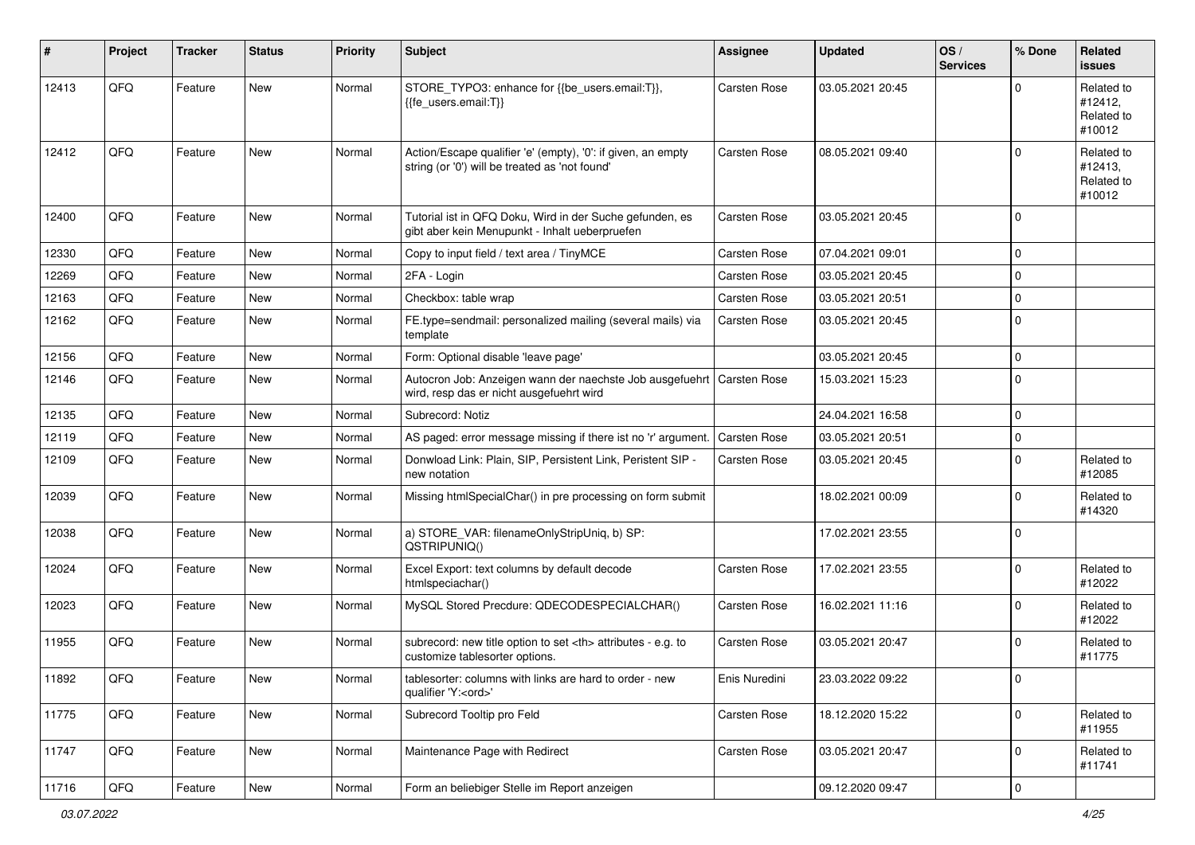| # | Project | Tracker | Status | Priority | Subject | Assignee | Updated | OS / Services | % Done | Related issues |
|---|---|---|---|---|---|---|---|---|---|---|
| 12413 | QFQ | Feature | New | Normal | STORE_TYPO3: enhance for {{be_users.email:T}}, {{fe_users.email:T}} | Carsten Rose | 03.05.2021 20:45 | | 0 | Related to #12412, Related to #10012 |
| 12412 | QFQ | Feature | New | Normal | Action/Escape qualifier 'e' (empty), '0': if given, an empty string (or '0') will be treated as 'not found' | Carsten Rose | 08.05.2021 09:40 | | 0 | Related to #12413, Related to #10012 |
| 12400 | QFQ | Feature | New | Normal | Tutorial ist in QFQ Doku, Wird in der Suche gefunden, es gibt aber kein Menupunkt - Inhalt ueberpruefen | Carsten Rose | 03.05.2021 20:45 | | 0 | |
| 12330 | QFQ | Feature | New | Normal | Copy to input field / text area / TinyMCE | Carsten Rose | 07.04.2021 09:01 | | 0 | |
| 12269 | QFQ | Feature | New | Normal | 2FA - Login | Carsten Rose | 03.05.2021 20:45 | | 0 | |
| 12163 | QFQ | Feature | New | Normal | Checkbox: table wrap | Carsten Rose | 03.05.2021 20:51 | | 0 | |
| 12162 | QFQ | Feature | New | Normal | FE.type=sendmail: personalized mailing (several mails) via template | Carsten Rose | 03.05.2021 20:45 | | 0 | |
| 12156 | QFQ | Feature | New | Normal | Form: Optional disable 'leave page' | | 03.05.2021 20:45 | | 0 | |
| 12146 | QFQ | Feature | New | Normal | Autocron Job: Anzeigen wann der naechste Job ausgefuehrt wird, resp das er nicht ausgefuehrt wird | Carsten Rose | 15.03.2021 15:23 | | 0 | |
| 12135 | QFQ | Feature | New | Normal | Subrecord: Notiz | | 24.04.2021 16:58 | | 0 | |
| 12119 | QFQ | Feature | New | Normal | AS paged: error message missing if there ist no 'r' argument. | Carsten Rose | 03.05.2021 20:51 | | 0 | |
| 12109 | QFQ | Feature | New | Normal | Donwload Link: Plain, SIP, Persistent Link, Peristent SIP - new notation | Carsten Rose | 03.05.2021 20:45 | | 0 | Related to #12085 |
| 12039 | QFQ | Feature | New | Normal | Missing htmlSpecialChar() in pre processing on form submit | | 18.02.2021 00:09 | | 0 | Related to #14320 |
| 12038 | QFQ | Feature | New | Normal | a) STORE_VAR: filenameOnlyStripUniq, b) SP: QSTRIPUNIQ() | | 17.02.2021 23:55 | | 0 | |
| 12024 | QFQ | Feature | New | Normal | Excel Export: text columns by default decode htmlspeciachar() | Carsten Rose | 17.02.2021 23:55 | | 0 | Related to #12022 |
| 12023 | QFQ | Feature | New | Normal | MySQL Stored Precdure: QDECODESPECIALCHAR() | Carsten Rose | 16.02.2021 11:16 | | 0 | Related to #12022 |
| 11955 | QFQ | Feature | New | Normal | subrecord: new title option to set <th> attributes - e.g. to customize tablesorter options. | Carsten Rose | 03.05.2021 20:47 | | 0 | Related to #11775 |
| 11892 | QFQ | Feature | New | Normal | tablesorter: columns with links are hard to order - new qualifier 'Y:<ord>' | Enis Nuredini | 23.03.2022 09:22 | | 0 | |
| 11775 | QFQ | Feature | New | Normal | Subrecord Tooltip pro Feld | Carsten Rose | 18.12.2020 15:22 | | 0 | Related to #11955 |
| 11747 | QFQ | Feature | New | Normal | Maintenance Page with Redirect | Carsten Rose | 03.05.2021 20:47 | | 0 | Related to #11741 |
| 11716 | QFQ | Feature | New | Normal | Form an beliebiger Stelle im Report anzeigen | | 09.12.2020 09:47 | | 0 | |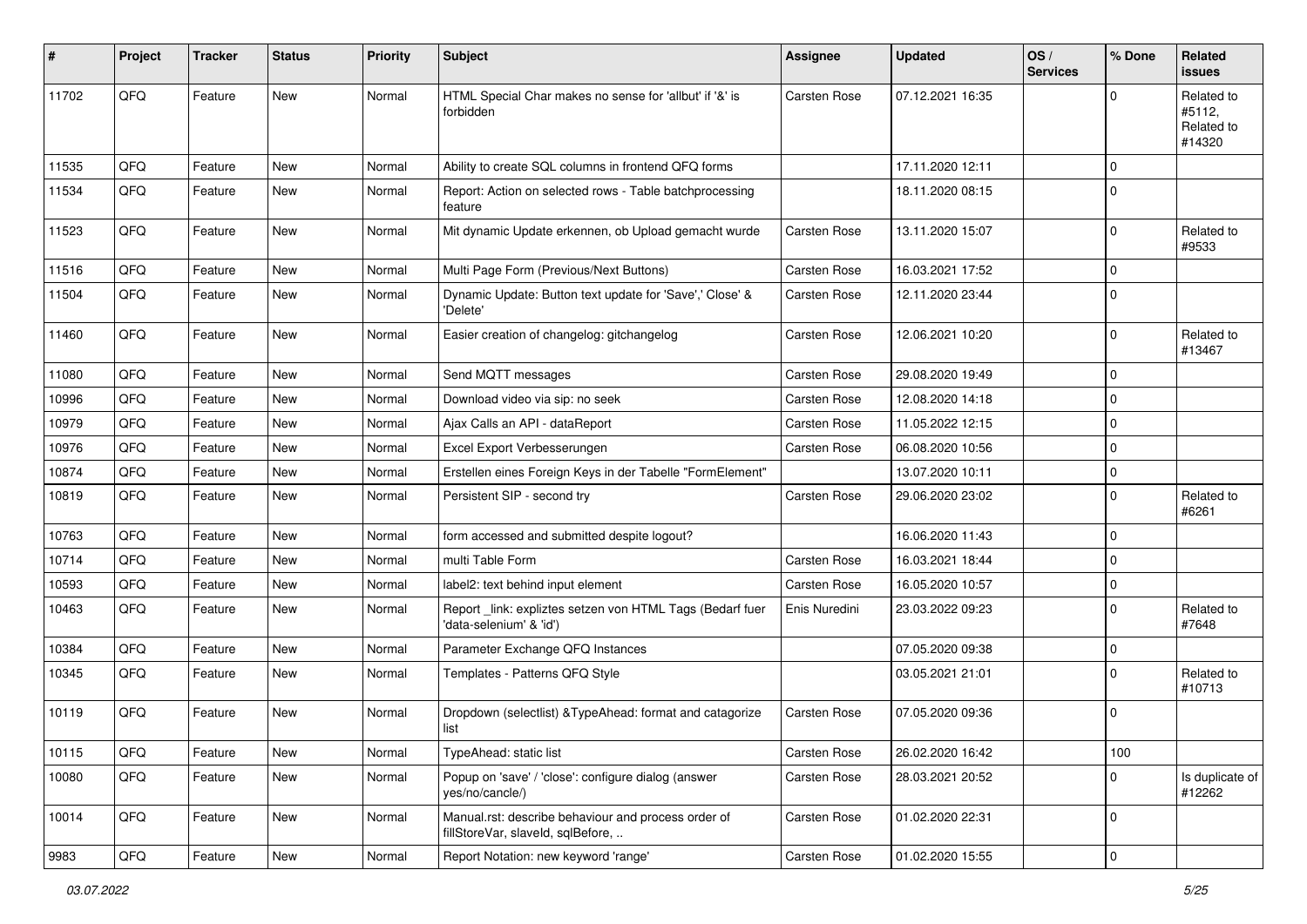| # | Project | Tracker | Status | Priority | Subject | Assignee | Updated | OS / Services | % Done | Related issues |
|---|---|---|---|---|---|---|---|---|---|---|
| 11702 | QFQ | Feature | New | Normal | HTML Special Char makes no sense for 'allbut' if '&' is forbidden | Carsten Rose | 07.12.2021 16:35 | | 0 | Related to #5112, Related to #14320 |
| 11535 | QFQ | Feature | New | Normal | Ability to create SQL columns in frontend QFQ forms | | 17.11.2020 12:11 | | 0 | |
| 11534 | QFQ | Feature | New | Normal | Report: Action on selected rows - Table batchprocessing feature | | 18.11.2020 08:15 | | 0 | |
| 11523 | QFQ | Feature | New | Normal | Mit dynamic Update erkennen, ob Upload gemacht wurde | Carsten Rose | 13.11.2020 15:07 | | 0 | Related to #9533 |
| 11516 | QFQ | Feature | New | Normal | Multi Page Form (Previous/Next Buttons) | Carsten Rose | 16.03.2021 17:52 | | 0 | |
| 11504 | QFQ | Feature | New | Normal | Dynamic Update: Button text update for 'Save',' Close' & 'Delete' | Carsten Rose | 12.11.2020 23:44 | | 0 | |
| 11460 | QFQ | Feature | New | Normal | Easier creation of changelog: gitchangelog | Carsten Rose | 12.06.2021 10:20 | | 0 | Related to #13467 |
| 11080 | QFQ | Feature | New | Normal | Send MQTT messages | Carsten Rose | 29.08.2020 19:49 | | 0 | |
| 10996 | QFQ | Feature | New | Normal | Download video via sip: no seek | Carsten Rose | 12.08.2020 14:18 | | 0 | |
| 10979 | QFQ | Feature | New | Normal | Ajax Calls an API - dataReport | Carsten Rose | 11.05.2022 12:15 | | 0 | |
| 10976 | QFQ | Feature | New | Normal | Excel Export Verbesserungen | Carsten Rose | 06.08.2020 10:56 | | 0 | |
| 10874 | QFQ | Feature | New | Normal | Erstellen eines Foreign Keys in der Tabelle "FormElement" | | 13.07.2020 10:11 | | 0 | |
| 10819 | QFQ | Feature | New | Normal | Persistent SIP - second try | Carsten Rose | 29.06.2020 23:02 | | 0 | Related to #6261 |
| 10763 | QFQ | Feature | New | Normal | form accessed and submitted despite logout? | | 16.06.2020 11:43 | | 0 | |
| 10714 | QFQ | Feature | New | Normal | multi Table Form | Carsten Rose | 16.03.2021 18:44 | | 0 | |
| 10593 | QFQ | Feature | New | Normal | label2: text behind input element | Carsten Rose | 16.05.2020 10:57 | | 0 | |
| 10463 | QFQ | Feature | New | Normal | Report _link: expliztes setzen von HTML Tags (Bedarf fuer 'data-selenium' & 'id') | Enis Nuredini | 23.03.2022 09:23 | | 0 | Related to #7648 |
| 10384 | QFQ | Feature | New | Normal | Parameter Exchange QFQ Instances | | 07.05.2020 09:38 | | 0 | |
| 10345 | QFQ | Feature | New | Normal | Templates - Patterns QFQ Style | | 03.05.2021 21:01 | | 0 | Related to #10713 |
| 10119 | QFQ | Feature | New | Normal | Dropdown (selectlist) &TypeAhead: format and catagorize list | Carsten Rose | 07.05.2020 09:36 | | 0 | |
| 10115 | QFQ | Feature | New | Normal | TypeAhead: static list | Carsten Rose | 26.02.2020 16:42 | | 100 | |
| 10080 | QFQ | Feature | New | Normal | Popup on 'save' / 'close': configure dialog (answer yes/no/cancle/) | Carsten Rose | 28.03.2021 20:52 | | 0 | Is duplicate of #12262 |
| 10014 | QFQ | Feature | New | Normal | Manual.rst: describe behaviour and process order of fillStoreVar, slaveId, sqlBefore, .. | Carsten Rose | 01.02.2020 22:31 | | 0 | |
| 9983 | QFQ | Feature | New | Normal | Report Notation: new keyword 'range' | Carsten Rose | 01.02.2020 15:55 | | 0 | |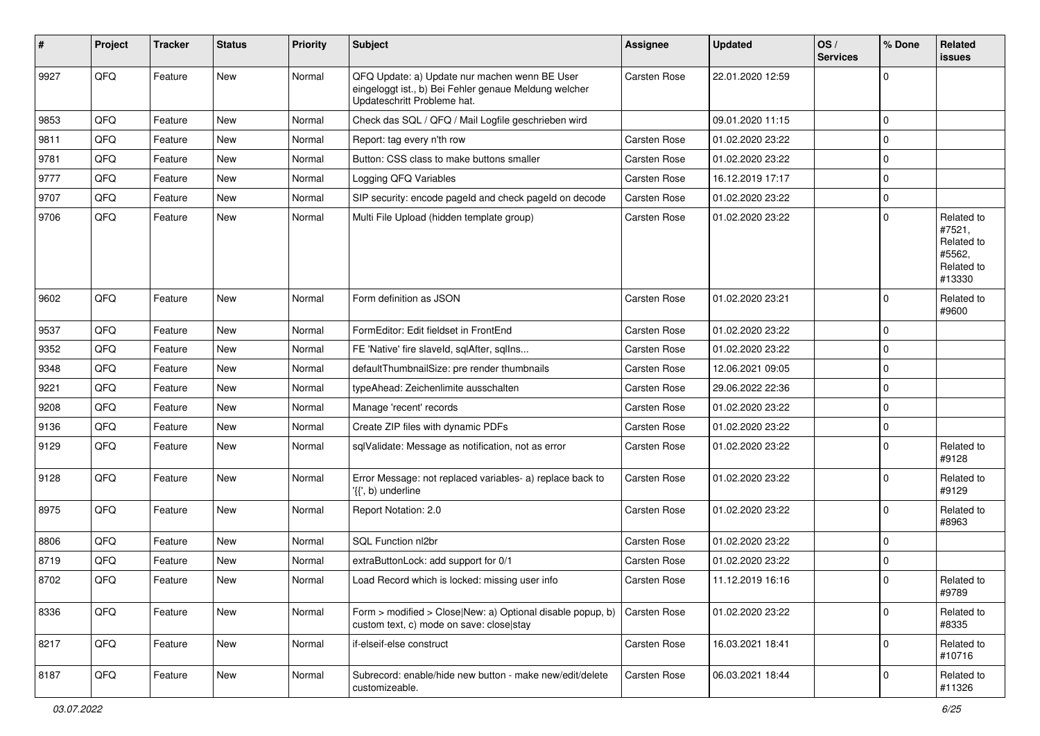| # | Project | Tracker | Status | Priority | Subject | Assignee | Updated | OS / Services | % Done | Related issues |
|---|---|---|---|---|---|---|---|---|---|---|
| 9927 | QFQ | Feature | New | Normal | QFQ Update: a) Update nur machen wenn BE User eingeloggt ist., b) Bei Fehler genaue Meldung welcher Updateschritt Probleme hat. | Carsten Rose | 22.01.2020 12:59 | | 0 | |
| 9853 | QFQ | Feature | New | Normal | Check das SQL / QFQ / Mail Logfile geschrieben wird | | 09.01.2020 11:15 | | 0 | |
| 9811 | QFQ | Feature | New | Normal | Report: tag every n'th row | Carsten Rose | 01.02.2020 23:22 | | 0 | |
| 9781 | QFQ | Feature | New | Normal | Button: CSS class to make buttons smaller | Carsten Rose | 01.02.2020 23:22 | | 0 | |
| 9777 | QFQ | Feature | New | Normal | Logging QFQ Variables | Carsten Rose | 16.12.2019 17:17 | | 0 | |
| 9707 | QFQ | Feature | New | Normal | SIP security: encode pageId and check pageId on decode | Carsten Rose | 01.02.2020 23:22 | | 0 | |
| 9706 | QFQ | Feature | New | Normal | Multi File Upload (hidden template group) | Carsten Rose | 01.02.2020 23:22 | | 0 | Related to #7521, Related to #5562, Related to #13330 |
| 9602 | QFQ | Feature | New | Normal | Form definition as JSON | Carsten Rose | 01.02.2020 23:21 | | 0 | Related to #9600 |
| 9537 | QFQ | Feature | New | Normal | FormEditor: Edit fieldset in FrontEnd | Carsten Rose | 01.02.2020 23:22 | | 0 | |
| 9352 | QFQ | Feature | New | Normal | FE 'Native' fire slaveId, sqlAfter, sqlIns... | Carsten Rose | 01.02.2020 23:22 | | 0 | |
| 9348 | QFQ | Feature | New | Normal | defaultThumbnailSize: pre render thumbnails | Carsten Rose | 12.06.2021 09:05 | | 0 | |
| 9221 | QFQ | Feature | New | Normal | typeAhead: Zeichenlimite ausschalten | Carsten Rose | 29.06.2022 22:36 | | 0 | |
| 9208 | QFQ | Feature | New | Normal | Manage 'recent' records | Carsten Rose | 01.02.2020 23:22 | | 0 | |
| 9136 | QFQ | Feature | New | Normal | Create ZIP files with dynamic PDFs | Carsten Rose | 01.02.2020 23:22 | | 0 | |
| 9129 | QFQ | Feature | New | Normal | sqlValidate: Message as notification, not as error | Carsten Rose | 01.02.2020 23:22 | | 0 | Related to #9128 |
| 9128 | QFQ | Feature | New | Normal | Error Message: not replaced variables- a) replace back to '{{', b) underline | Carsten Rose | 01.02.2020 23:22 | | 0 | Related to #9129 |
| 8975 | QFQ | Feature | New | Normal | Report Notation: 2.0 | Carsten Rose | 01.02.2020 23:22 | | 0 | Related to #8963 |
| 8806 | QFQ | Feature | New | Normal | SQL Function nl2br | Carsten Rose | 01.02.2020 23:22 | | 0 | |
| 8719 | QFQ | Feature | New | Normal | extraButtonLock: add support for 0/1 | Carsten Rose | 01.02.2020 23:22 | | 0 | |
| 8702 | QFQ | Feature | New | Normal | Load Record which is locked: missing user info | Carsten Rose | 11.12.2019 16:16 | | 0 | Related to #9789 |
| 8336 | QFQ | Feature | New | Normal | Form > modified > Close\|New: a) Optional disable popup, b) custom text, c) mode on save: close\|stay | Carsten Rose | 01.02.2020 23:22 | | 0 | Related to #8335 |
| 8217 | QFQ | Feature | New | Normal | if-elseif-else construct | Carsten Rose | 16.03.2021 18:41 | | 0 | Related to #10716 |
| 8187 | QFQ | Feature | New | Normal | Subrecord: enable/hide new button - make new/edit/delete customizeable. | Carsten Rose | 06.03.2021 18:44 | | 0 | Related to #11326 |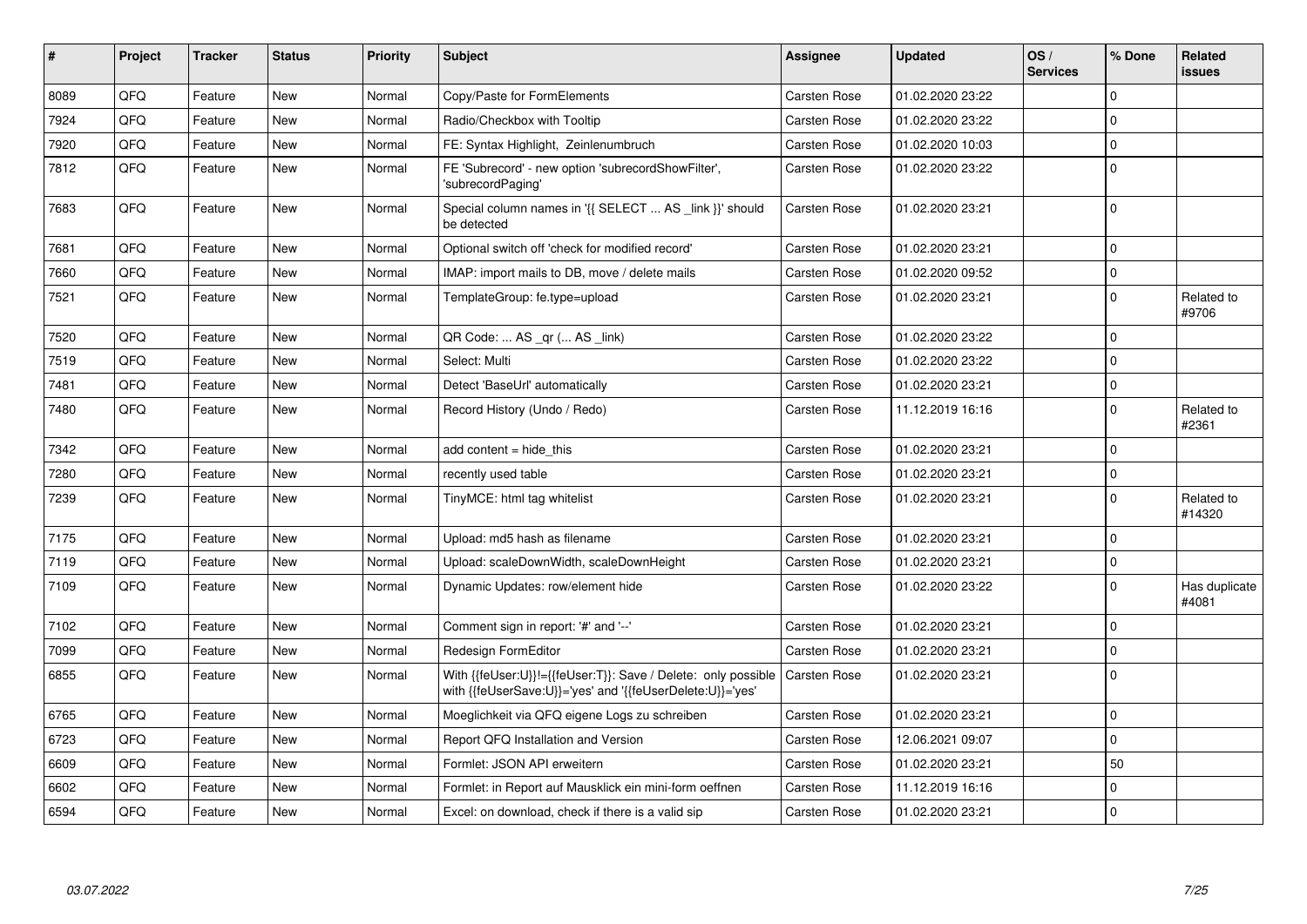| # | Project | Tracker | Status | Priority | Subject | Assignee | Updated | OS / Services | % Done | Related issues |
|---|---|---|---|---|---|---|---|---|---|---|
| 8089 | QFQ | Feature | New | Normal | Copy/Paste for FormElements | Carsten Rose | 01.02.2020 23:22 | | 0 | |
| 7924 | QFQ | Feature | New | Normal | Radio/Checkbox with Tooltip | Carsten Rose | 01.02.2020 23:22 | | 0 | |
| 7920 | QFQ | Feature | New | Normal | FE: Syntax Highlight, Zeinlenumbruch | Carsten Rose | 01.02.2020 10:03 | | 0 | |
| 7812 | QFQ | Feature | New | Normal | FE 'Subrecord' - new option 'subrecordShowFilter', 'subrecordPaging' | Carsten Rose | 01.02.2020 23:22 | | 0 | |
| 7683 | QFQ | Feature | New | Normal | Special column names in '{{ SELECT ... AS _link }}' should be detected | Carsten Rose | 01.02.2020 23:21 | | 0 | |
| 7681 | QFQ | Feature | New | Normal | Optional switch off 'check for modified record' | Carsten Rose | 01.02.2020 23:21 | | 0 | |
| 7660 | QFQ | Feature | New | Normal | IMAP: import mails to DB, move / delete mails | Carsten Rose | 01.02.2020 09:52 | | 0 | |
| 7521 | QFQ | Feature | New | Normal | TemplateGroup: fe.type=upload | Carsten Rose | 01.02.2020 23:21 | | 0 | Related to #9706 |
| 7520 | QFQ | Feature | New | Normal | QR Code: ... AS _qr (... AS _link) | Carsten Rose | 01.02.2020 23:22 | | 0 | |
| 7519 | QFQ | Feature | New | Normal | Select: Multi | Carsten Rose | 01.02.2020 23:22 | | 0 | |
| 7481 | QFQ | Feature | New | Normal | Detect 'BaseUrl' automatically | Carsten Rose | 01.02.2020 23:21 | | 0 | |
| 7480 | QFQ | Feature | New | Normal | Record History (Undo / Redo) | Carsten Rose | 11.12.2019 16:16 | | 0 | Related to #2361 |
| 7342 | QFQ | Feature | New | Normal | add content = hide_this | Carsten Rose | 01.02.2020 23:21 | | 0 | |
| 7280 | QFQ | Feature | New | Normal | recently used table | Carsten Rose | 01.02.2020 23:21 | | 0 | |
| 7239 | QFQ | Feature | New | Normal | TinyMCE: html tag whitelist | Carsten Rose | 01.02.2020 23:21 | | 0 | Related to #14320 |
| 7175 | QFQ | Feature | New | Normal | Upload: md5 hash as filename | Carsten Rose | 01.02.2020 23:21 | | 0 | |
| 7119 | QFQ | Feature | New | Normal | Upload: scaleDownWidth, scaleDownHeight | Carsten Rose | 01.02.2020 23:21 | | 0 | |
| 7109 | QFQ | Feature | New | Normal | Dynamic Updates: row/element hide | Carsten Rose | 01.02.2020 23:22 | | 0 | Has duplicate #4081 |
| 7102 | QFQ | Feature | New | Normal | Comment sign in report: '#' and '--' | Carsten Rose | 01.02.2020 23:21 | | 0 | |
| 7099 | QFQ | Feature | New | Normal | Redesign FormEditor | Carsten Rose | 01.02.2020 23:21 | | 0 | |
| 6855 | QFQ | Feature | New | Normal | With {{feUser:U}}!={{feUser:T}}: Save / Delete: only possible with {{feUserSave:U}}='yes' and '{{feUserDelete:U}}='yes' | Carsten Rose | 01.02.2020 23:21 | | 0 | |
| 6765 | QFQ | Feature | New | Normal | Moeglichkeit via QFQ eigene Logs zu schreiben | Carsten Rose | 01.02.2020 23:21 | | 0 | |
| 6723 | QFQ | Feature | New | Normal | Report QFQ Installation and Version | Carsten Rose | 12.06.2021 09:07 | | 0 | |
| 6609 | QFQ | Feature | New | Normal | Formlet: JSON API erweitern | Carsten Rose | 01.02.2020 23:21 | | 50 | |
| 6602 | QFQ | Feature | New | Normal | Formlet: in Report auf Mausklick ein mini-form oeffnen | Carsten Rose | 11.12.2019 16:16 | | 0 | |
| 6594 | QFQ | Feature | New | Normal | Excel: on download, check if there is a valid sip | Carsten Rose | 01.02.2020 23:21 | | 0 | |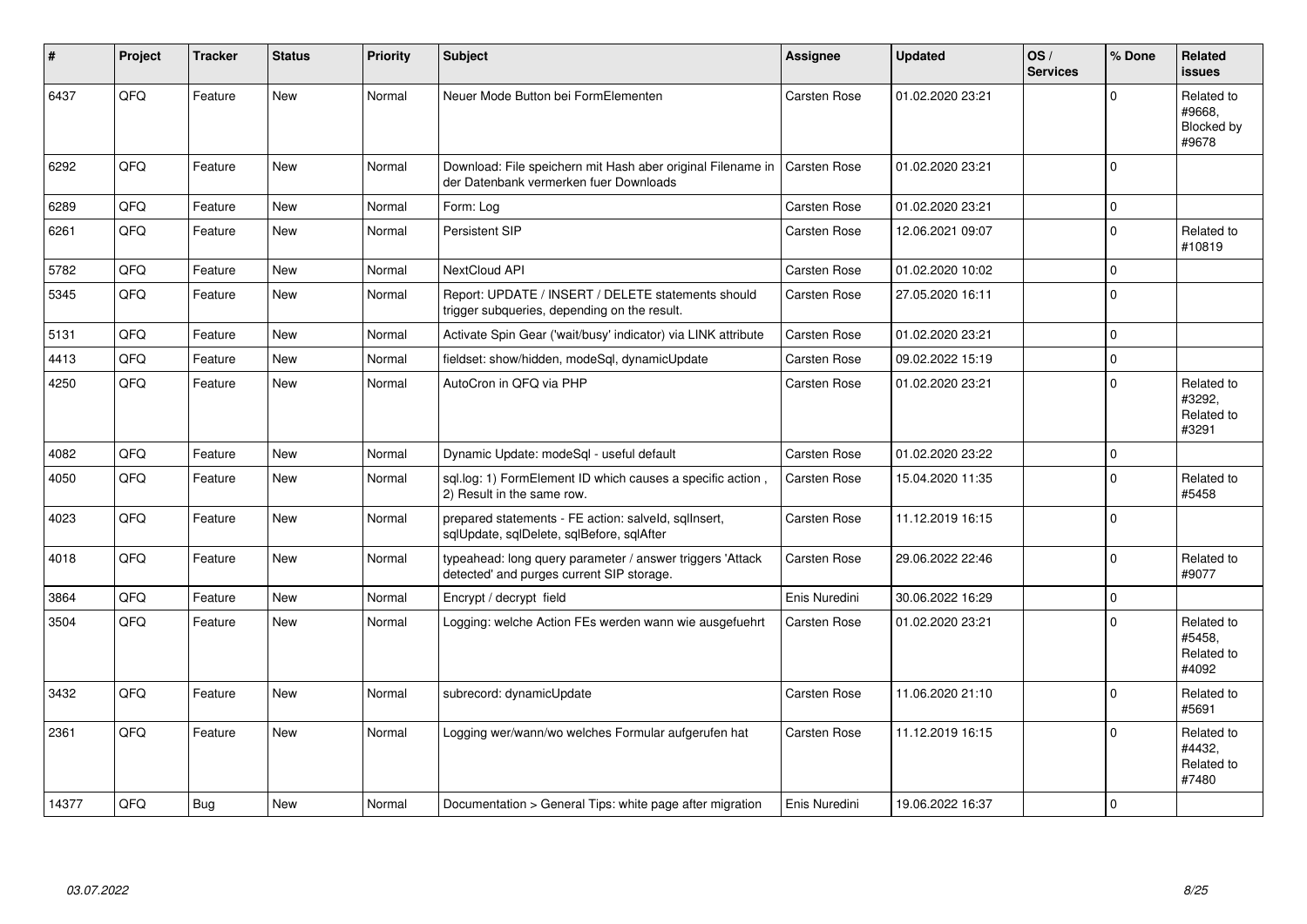| # | Project | Tracker | Status | Priority | Subject | Assignee | Updated | OS / Services | % Done | Related issues |
|---|---|---|---|---|---|---|---|---|---|---|
| 6437 | QFQ | Feature | New | Normal | Neuer Mode Button bei FormElementen | Carsten Rose | 01.02.2020 23:21 | | 0 | Related to #9668, Blocked by #9678 |
| 6292 | QFQ | Feature | New | Normal | Download: File speichern mit Hash aber original Filename in der Datenbank vermerken fuer Downloads | Carsten Rose | 01.02.2020 23:21 | | 0 | |
| 6289 | QFQ | Feature | New | Normal | Form: Log | Carsten Rose | 01.02.2020 23:21 | | 0 | |
| 6261 | QFQ | Feature | New | Normal | Persistent SIP | Carsten Rose | 12.06.2021 09:07 | | 0 | Related to #10819 |
| 5782 | QFQ | Feature | New | Normal | NextCloud API | Carsten Rose | 01.02.2020 10:02 | | 0 | |
| 5345 | QFQ | Feature | New | Normal | Report: UPDATE / INSERT / DELETE statements should trigger subqueries, depending on the result. | Carsten Rose | 27.05.2020 16:11 | | 0 | |
| 5131 | QFQ | Feature | New | Normal | Activate Spin Gear ('wait/busy' indicator) via LINK attribute | Carsten Rose | 01.02.2020 23:21 | | 0 | |
| 4413 | QFQ | Feature | New | Normal | fieldset: show/hidden, modeSql, dynamicUpdate | Carsten Rose | 09.02.2022 15:19 | | 0 | |
| 4250 | QFQ | Feature | New | Normal | AutoCron in QFQ via PHP | Carsten Rose | 01.02.2020 23:21 | | 0 | Related to #3292, Related to #3291 |
| 4082 | QFQ | Feature | New | Normal | Dynamic Update: modeSql - useful default | Carsten Rose | 01.02.2020 23:22 | | 0 | |
| 4050 | QFQ | Feature | New | Normal | sql.log: 1) FormElement ID which causes a specific action , 2) Result in the same row. | Carsten Rose | 15.04.2020 11:35 | | 0 | Related to #5458 |
| 4023 | QFQ | Feature | New | Normal | prepared statements - FE action: salveld, sqlInsert, sqlUpdate, sqlDelete, sqlBefore, sqlAfter | Carsten Rose | 11.12.2019 16:15 | | 0 | |
| 4018 | QFQ | Feature | New | Normal | typeahead: long query parameter / answer triggers 'Attack detected' and purges current SIP storage. | Carsten Rose | 29.06.2022 22:46 | | 0 | Related to #9077 |
| 3864 | QFQ | Feature | New | Normal | Encrypt / decrypt field | Enis Nuredini | 30.06.2022 16:29 | | 0 | |
| 3504 | QFQ | Feature | New | Normal | Logging: welche Action FEs werden wann wie ausgefuehrt | Carsten Rose | 01.02.2020 23:21 | | 0 | Related to #5458, Related to #4092 |
| 3432 | QFQ | Feature | New | Normal | subrecord: dynamicUpdate | Carsten Rose | 11.06.2020 21:10 | | 0 | Related to #5691 |
| 2361 | QFQ | Feature | New | Normal | Logging wer/wann/wo welches Formular aufgerufen hat | Carsten Rose | 11.12.2019 16:15 | | 0 | Related to #4432, Related to #7480 |
| 14377 | QFQ | Bug | New | Normal | Documentation > General Tips: white page after migration | Enis Nuredini | 19.06.2022 16:37 | | 0 | |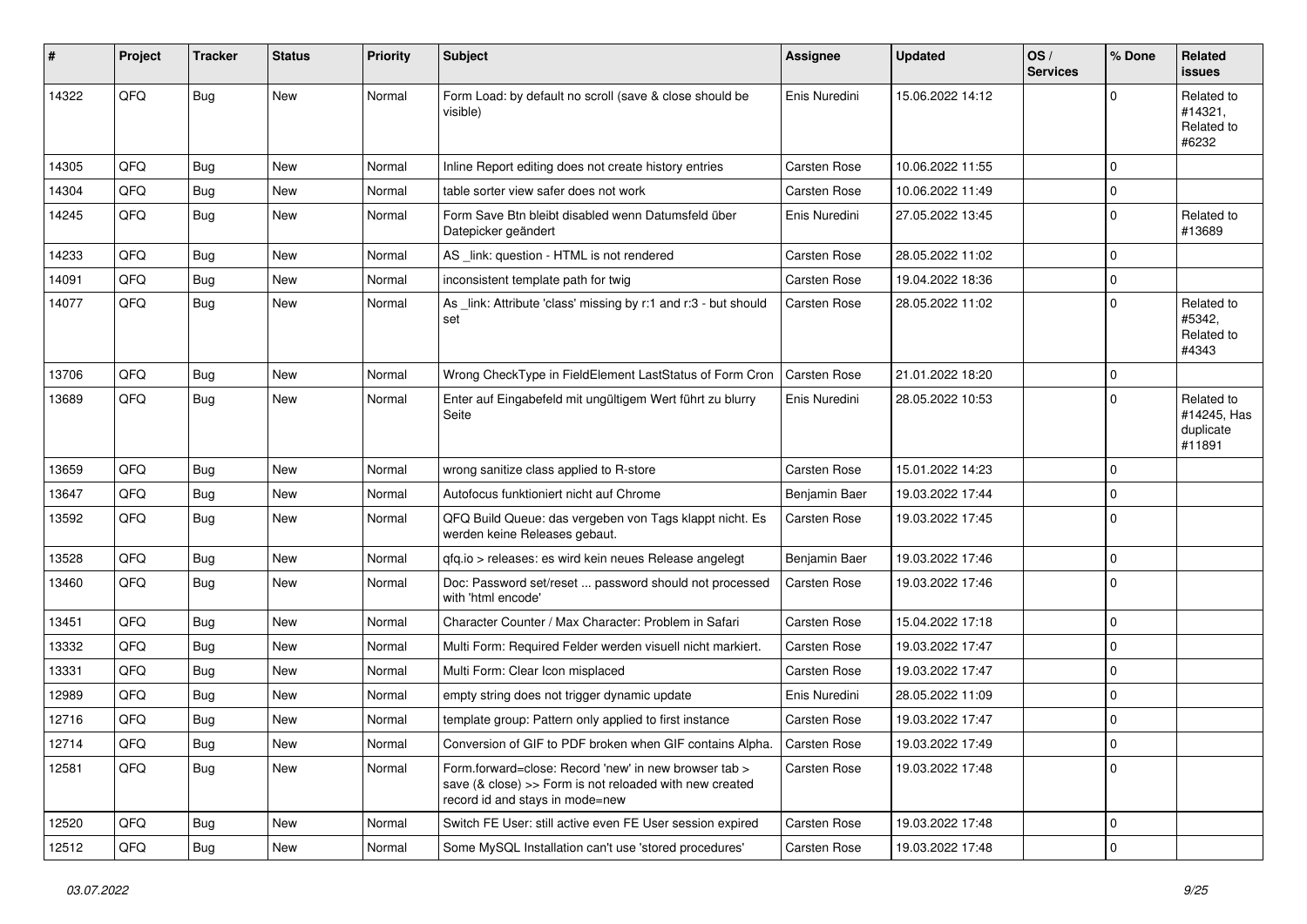| # | Project | Tracker | Status | Priority | Subject | Assignee | Updated | OS / Services | % Done | Related issues |
|---|---|---|---|---|---|---|---|---|---|---|
| 14322 | QFQ | Bug | New | Normal | Form Load: by default no scroll (save & close should be visible) | Enis Nuredini | 15.06.2022 14:12 | | 0 | Related to #14321, Related to #6232 |
| 14305 | QFQ | Bug | New | Normal | Inline Report editing does not create history entries | Carsten Rose | 10.06.2022 11:55 | | 0 | |
| 14304 | QFQ | Bug | New | Normal | table sorter view safer does not work | Carsten Rose | 10.06.2022 11:49 | | 0 | |
| 14245 | QFQ | Bug | New | Normal | Form Save Btn bleibt disabled wenn Datumsfeld über Datepicker geändert | Enis Nuredini | 27.05.2022 13:45 | | 0 | Related to #13689 |
| 14233 | QFQ | Bug | New | Normal | AS _link: question - HTML is not rendered | Carsten Rose | 28.05.2022 11:02 | | 0 | |
| 14091 | QFQ | Bug | New | Normal | inconsistent template path for twig | Carsten Rose | 19.04.2022 18:36 | | 0 | |
| 14077 | QFQ | Bug | New | Normal | As _link: Attribute 'class' missing by r:1 and r:3 - but should set | Carsten Rose | 28.05.2022 11:02 | | 0 | Related to #5342, Related to #4343 |
| 13706 | QFQ | Bug | New | Normal | Wrong CheckType in FieldElement LastStatus of Form Cron | Carsten Rose | 21.01.2022 18:20 | | 0 | |
| 13689 | QFQ | Bug | New | Normal | Enter auf Eingabefeld mit ungültigem Wert führt zu blurry Seite | Enis Nuredini | 28.05.2022 10:53 | | 0 | Related to #14245, Has duplicate #11891 |
| 13659 | QFQ | Bug | New | Normal | wrong sanitize class applied to R-store | Carsten Rose | 15.01.2022 14:23 | | 0 | |
| 13647 | QFQ | Bug | New | Normal | Autofocus funktioniert nicht auf Chrome | Benjamin Baer | 19.03.2022 17:44 | | 0 | |
| 13592 | QFQ | Bug | New | Normal | QFQ Build Queue: das vergeben von Tags klappt nicht. Es werden keine Releases gebaut. | Carsten Rose | 19.03.2022 17:45 | | 0 | |
| 13528 | QFQ | Bug | New | Normal | qfq.io > releases: es wird kein neues Release angelegt | Benjamin Baer | 19.03.2022 17:46 | | 0 | |
| 13460 | QFQ | Bug | New | Normal | Doc: Password set/reset ... password should not processed with 'html encode' | Carsten Rose | 19.03.2022 17:46 | | 0 | |
| 13451 | QFQ | Bug | New | Normal | Character Counter / Max Character: Problem in Safari | Carsten Rose | 15.04.2022 17:18 | | 0 | |
| 13332 | QFQ | Bug | New | Normal | Multi Form: Required Felder werden visuell nicht markiert. | Carsten Rose | 19.03.2022 17:47 | | 0 | |
| 13331 | QFQ | Bug | New | Normal | Multi Form: Clear Icon misplaced | Carsten Rose | 19.03.2022 17:47 | | 0 | |
| 12989 | QFQ | Bug | New | Normal | empty string does not trigger dynamic update | Enis Nuredini | 28.05.2022 11:09 | | 0 | |
| 12716 | QFQ | Bug | New | Normal | template group: Pattern only applied to first instance | Carsten Rose | 19.03.2022 17:47 | | 0 | |
| 12714 | QFQ | Bug | New | Normal | Conversion of GIF to PDF broken when GIF contains Alpha. | Carsten Rose | 19.03.2022 17:49 | | 0 | |
| 12581 | QFQ | Bug | New | Normal | Form.forward=close: Record 'new' in new browser tab > save (& close) >> Form is not reloaded with new created record id and stays in mode=new | Carsten Rose | 19.03.2022 17:48 | | 0 | |
| 12520 | QFQ | Bug | New | Normal | Switch FE User: still active even FE User session expired | Carsten Rose | 19.03.2022 17:48 | | 0 | |
| 12512 | QFQ | Bug | New | Normal | Some MySQL Installation can't use 'stored procedures' | Carsten Rose | 19.03.2022 17:48 | | 0 | |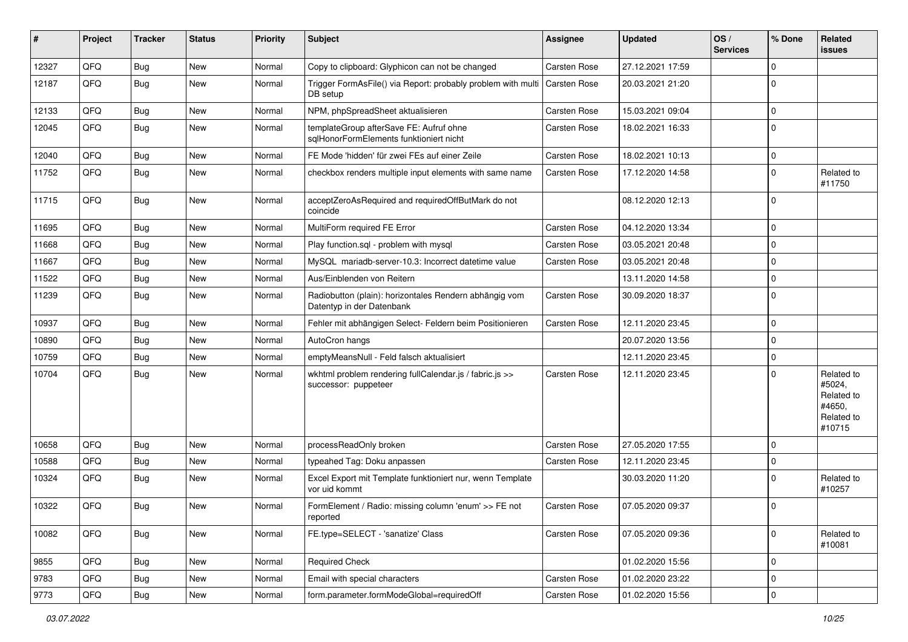| # | Project | Tracker | Status | Priority | Subject | Assignee | Updated | OS / Services | % Done | Related issues |
|---|---|---|---|---|---|---|---|---|---|---|
| 12327 | QFQ | Bug | New | Normal | Copy to clipboard: Glyphicon can not be changed | Carsten Rose | 27.12.2021 17:59 | | 0 | |
| 12187 | QFQ | Bug | New | Normal | Trigger FormAsFile() via Report: probably problem with multi DB setup | Carsten Rose | 20.03.2021 21:20 | | 0 | |
| 12133 | QFQ | Bug | New | Normal | NPM, phpSpreadSheet aktualisieren | Carsten Rose | 15.03.2021 09:04 | | 0 | |
| 12045 | QFQ | Bug | New | Normal | templateGroup afterSave FE: Aufruf ohne sqlHonorFormElements funktioniert nicht | Carsten Rose | 18.02.2021 16:33 | | 0 | |
| 12040 | QFQ | Bug | New | Normal | FE Mode 'hidden' für zwei FEs auf einer Zeile | Carsten Rose | 18.02.2021 10:13 | | 0 | |
| 11752 | QFQ | Bug | New | Normal | checkbox renders multiple input elements with same name | Carsten Rose | 17.12.2020 14:58 | | 0 | Related to #11750 |
| 11715 | QFQ | Bug | New | Normal | acceptZeroAsRequired and requiredOffButMark do not coincide | | 08.12.2020 12:13 | | 0 | |
| 11695 | QFQ | Bug | New | Normal | MultiForm required FE Error | Carsten Rose | 04.12.2020 13:34 | | 0 | |
| 11668 | QFQ | Bug | New | Normal | Play function.sql - problem with mysql | Carsten Rose | 03.05.2021 20:48 | | 0 | |
| 11667 | QFQ | Bug | New | Normal | MySQL mariadb-server-10.3: Incorrect datetime value | Carsten Rose | 03.05.2021 20:48 | | 0 | |
| 11522 | QFQ | Bug | New | Normal | Aus/Einblenden von Reitern | | 13.11.2020 14:58 | | 0 | |
| 11239 | QFQ | Bug | New | Normal | Radiobutton (plain): horizontales Rendern abhängig vom Datentyp in der Datenbank | Carsten Rose | 30.09.2020 18:37 | | 0 | |
| 10937 | QFQ | Bug | New | Normal | Fehler mit abhängigen Select- Feldern beim Positionieren | Carsten Rose | 12.11.2020 23:45 | | 0 | |
| 10890 | QFQ | Bug | New | Normal | AutoCron hangs | | 20.07.2020 13:56 | | 0 | |
| 10759 | QFQ | Bug | New | Normal | emptyMeansNull - Feld falsch aktualisiert | | 12.11.2020 23:45 | | 0 | |
| 10704 | QFQ | Bug | New | Normal | wkhtml problem rendering fullCalendar.js / fabric.js >> successor: puppeteer | Carsten Rose | 12.11.2020 23:45 | | 0 | Related to #5024, Related to #4650, Related to #10715 |
| 10658 | QFQ | Bug | New | Normal | processReadOnly broken | Carsten Rose | 27.05.2020 17:55 | | 0 | |
| 10588 | QFQ | Bug | New | Normal | typeahed Tag: Doku anpassen | Carsten Rose | 12.11.2020 23:45 | | 0 | |
| 10324 | QFQ | Bug | New | Normal | Excel Export mit Template funktioniert nur, wenn Template vor uid kommt | | 30.03.2020 11:20 | | 0 | Related to #10257 |
| 10322 | QFQ | Bug | New | Normal | FormElement / Radio: missing column 'enum' >> FE not reported | Carsten Rose | 07.05.2020 09:37 | | 0 | |
| 10082 | QFQ | Bug | New | Normal | FE.type=SELECT - 'sanatize' Class | Carsten Rose | 07.05.2020 09:36 | | 0 | Related to #10081 |
| 9855 | QFQ | Bug | New | Normal | Required Check | | 01.02.2020 15:56 | | 0 | |
| 9783 | QFQ | Bug | New | Normal | Email with special characters | Carsten Rose | 01.02.2020 23:22 | | 0 | |
| 9773 | QFQ | Bug | New | Normal | form.parameter.formModeGlobal=requiredOff | Carsten Rose | 01.02.2020 15:56 | | 0 | |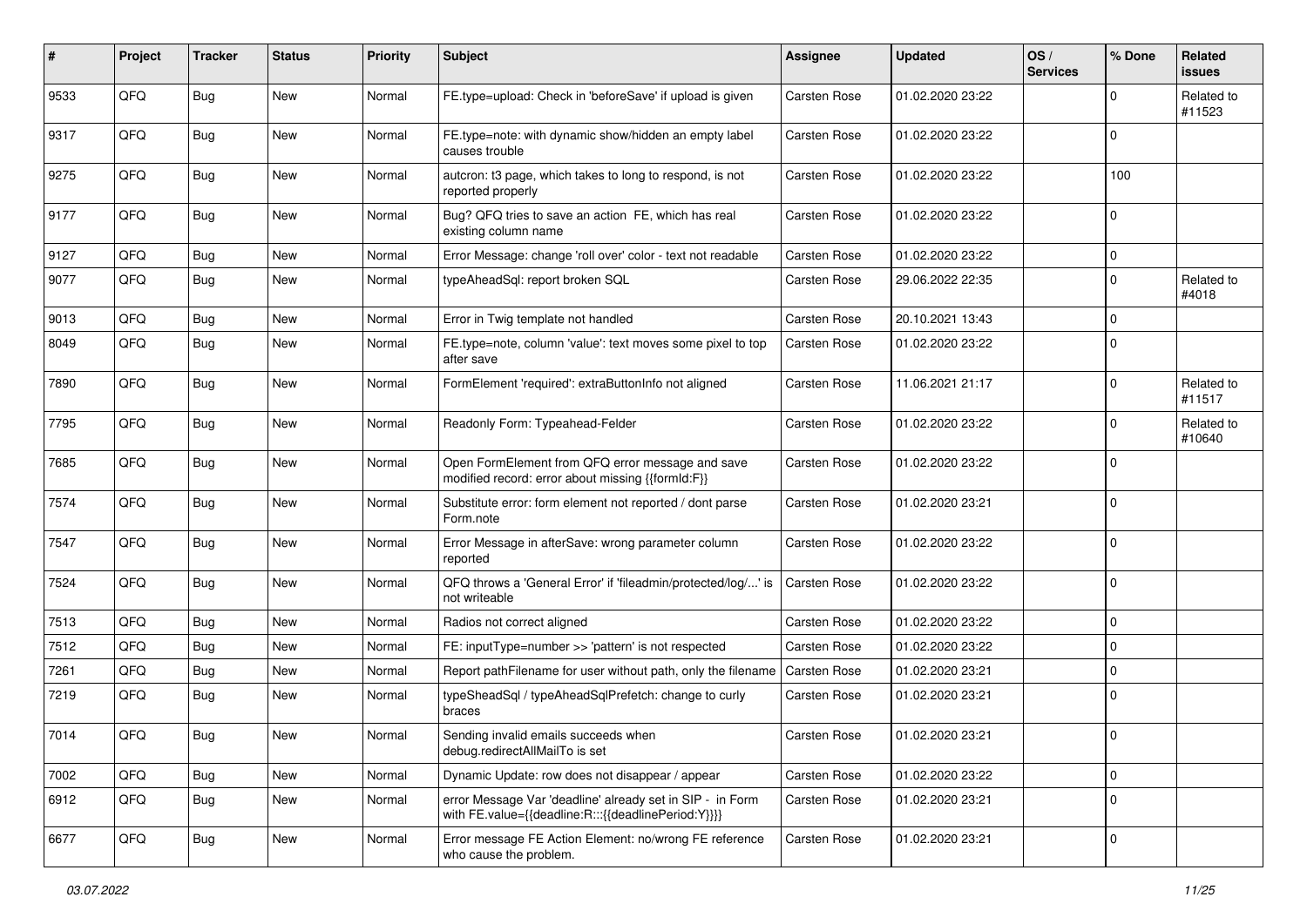| # | Project | Tracker | Status | Priority | Subject | Assignee | Updated | OS / Services | % Done | Related issues |
|---|---|---|---|---|---|---|---|---|---|---|
| 9533 | QFQ | Bug | New | Normal | FE.type=upload: Check in 'beforeSave' if upload is given | Carsten Rose | 01.02.2020 23:22 | | 0 | Related to #11523 |
| 9317 | QFQ | Bug | New | Normal | FE.type=note: with dynamic show/hidden an empty label causes trouble | Carsten Rose | 01.02.2020 23:22 | | 0 | |
| 9275 | QFQ | Bug | New | Normal | autcron: t3 page, which takes to long to respond, is not reported properly | Carsten Rose | 01.02.2020 23:22 | | 100 | |
| 9177 | QFQ | Bug | New | Normal | Bug? QFQ tries to save an action FE, which has real existing column name | Carsten Rose | 01.02.2020 23:22 | | 0 | |
| 9127 | QFQ | Bug | New | Normal | Error Message: change 'roll over' color - text not readable | Carsten Rose | 01.02.2020 23:22 | | 0 | |
| 9077 | QFQ | Bug | New | Normal | typeAheadSql: report broken SQL | Carsten Rose | 29.06.2022 22:35 | | 0 | Related to #4018 |
| 9013 | QFQ | Bug | New | Normal | Error in Twig template not handled | Carsten Rose | 20.10.2021 13:43 | | 0 | |
| 8049 | QFQ | Bug | New | Normal | FE.type=note, column 'value': text moves some pixel to top after save | Carsten Rose | 01.02.2020 23:22 | | 0 | |
| 7890 | QFQ | Bug | New | Normal | FormElement 'required': extraButtonInfo not aligned | Carsten Rose | 11.06.2021 21:17 | | 0 | Related to #11517 |
| 7795 | QFQ | Bug | New | Normal | Readonly Form: Typeahead-Felder | Carsten Rose | 01.02.2020 23:22 | | 0 | Related to #10640 |
| 7685 | QFQ | Bug | New | Normal | Open FormElement from QFQ error message and save modified record: error about missing {{formId:F}} | Carsten Rose | 01.02.2020 23:22 | | 0 | |
| 7574 | QFQ | Bug | New | Normal | Substitute error: form element not reported / dont parse Form.note | Carsten Rose | 01.02.2020 23:21 | | 0 | |
| 7547 | QFQ | Bug | New | Normal | Error Message in afterSave: wrong parameter column reported | Carsten Rose | 01.02.2020 23:22 | | 0 | |
| 7524 | QFQ | Bug | New | Normal | QFQ throws a 'General Error' if 'fileadmin/protected/log/...' is not writeable | Carsten Rose | 01.02.2020 23:22 | | 0 | |
| 7513 | QFQ | Bug | New | Normal | Radios not correct aligned | Carsten Rose | 01.02.2020 23:22 | | 0 | |
| 7512 | QFQ | Bug | New | Normal | FE: inputType=number >> 'pattern' is not respected | Carsten Rose | 01.02.2020 23:22 | | 0 | |
| 7261 | QFQ | Bug | New | Normal | Report pathFilename for user without path, only the filename | Carsten Rose | 01.02.2020 23:21 | | 0 | |
| 7219 | QFQ | Bug | New | Normal | typeSheadSql / typeAheadSqlPrefetch: change to curly braces | Carsten Rose | 01.02.2020 23:21 | | 0 | |
| 7014 | QFQ | Bug | New | Normal | Sending invalid emails succeeds when debug.redirectAllMailTo is set | Carsten Rose | 01.02.2020 23:21 | | 0 | |
| 7002 | QFQ | Bug | New | Normal | Dynamic Update: row does not disappear / appear | Carsten Rose | 01.02.2020 23:22 | | 0 | |
| 6912 | QFQ | Bug | New | Normal | error Message Var 'deadline' already set in SIP - in Form with FE.value={{deadline:R:::{{deadlinePeriod:Y}}}} | Carsten Rose | 01.02.2020 23:21 | | 0 | |
| 6677 | QFQ | Bug | New | Normal | Error message FE Action Element: no/wrong FE reference who cause the problem. | Carsten Rose | 01.02.2020 23:21 | | 0 | |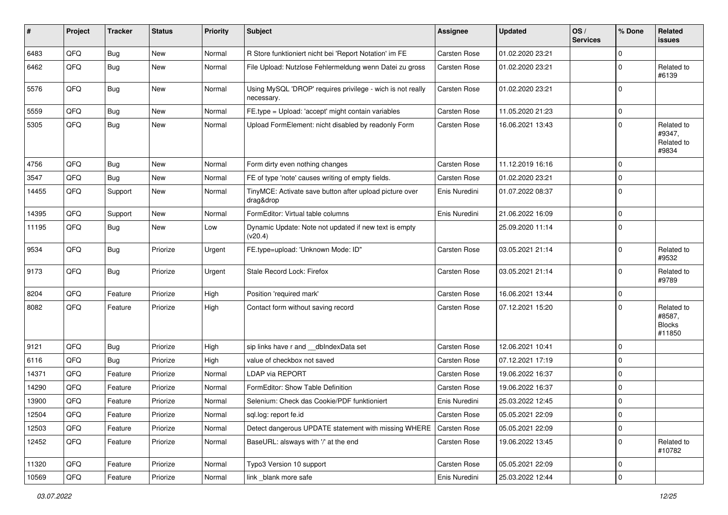| # | Project | Tracker | Status | Priority | Subject | Assignee | Updated | OS / Services | % Done | Related issues |
|---|---|---|---|---|---|---|---|---|---|---|
| 6483 | QFQ | Bug | New | Normal | R Store funktioniert nicht bei 'Report Notation' im FE | Carsten Rose | 01.02.2020 23:21 | | 0 | |
| 6462 | QFQ | Bug | New | Normal | File Upload: Nutzlose Fehlermeldung wenn Datei zu gross | Carsten Rose | 01.02.2020 23:21 | | 0 | Related to #6139 |
| 5576 | QFQ | Bug | New | Normal | Using MySQL 'DROP' requires privilege - wich is not really necessary. | Carsten Rose | 01.02.2020 23:21 | | 0 | |
| 5559 | QFQ | Bug | New | Normal | FE.type = Upload: 'accept' might contain variables | Carsten Rose | 11.05.2020 21:23 | | 0 | |
| 5305 | QFQ | Bug | New | Normal | Upload FormElement: nicht disabled by readonly Form | Carsten Rose | 16.06.2021 13:43 | | 0 | Related to #9347, Related to #9834 |
| 4756 | QFQ | Bug | New | Normal | Form dirty even nothing changes | Carsten Rose | 11.12.2019 16:16 | | 0 | |
| 3547 | QFQ | Bug | New | Normal | FE of type 'note' causes writing of empty fields. | Carsten Rose | 01.02.2020 23:21 | | 0 | |
| 14455 | QFQ | Support | New | Normal | TinyMCE: Activate save button after upload picture over drag&drop | Enis Nuredini | 01.07.2022 08:37 | | 0 | |
| 14395 | QFQ | Support | New | Normal | FormEditor: Virtual table columns | Enis Nuredini | 21.06.2022 16:09 | | 0 | |
| 11195 | QFQ | Bug | New | Low | Dynamic Update: Note not updated if new text is empty (v20.4) | | 25.09.2020 11:14 | | 0 | |
| 9534 | QFQ | Bug | Priorize | Urgent | FE.type=upload: 'Unknown Mode: ID" | Carsten Rose | 03.05.2021 21:14 | | 0 | Related to #9532 |
| 9173 | QFQ | Bug | Priorize | Urgent | Stale Record Lock: Firefox | Carsten Rose | 03.05.2021 21:14 | | 0 | Related to #9789 |
| 8204 | QFQ | Feature | Priorize | High | Position 'required mark' | Carsten Rose | 16.06.2021 13:44 | | 0 | |
| 8082 | QFQ | Feature | Priorize | High | Contact form without saving record | Carsten Rose | 07.12.2021 15:20 | | 0 | Related to #8587, Blocks #11850 |
| 9121 | QFQ | Bug | Priorize | High | sip links have r and __dbIndexData set | Carsten Rose | 12.06.2021 10:41 | | 0 | |
| 6116 | QFQ | Bug | Priorize | High | value of checkbox not saved | Carsten Rose | 07.12.2021 17:19 | | 0 | |
| 14371 | QFQ | Feature | Priorize | Normal | LDAP via REPORT | Carsten Rose | 19.06.2022 16:37 | | 0 | |
| 14290 | QFQ | Feature | Priorize | Normal | FormEditor: Show Table Definition | Carsten Rose | 19.06.2022 16:37 | | 0 | |
| 13900 | QFQ | Feature | Priorize | Normal | Selenium: Check das Cookie/PDF funktioniert | Enis Nuredini | 25.03.2022 12:45 | | 0 | |
| 12504 | QFQ | Feature | Priorize | Normal | sql.log: report fe.id | Carsten Rose | 05.05.2021 22:09 | | 0 | |
| 12503 | QFQ | Feature | Priorize | Normal | Detect dangerous UPDATE statement with missing WHERE | Carsten Rose | 05.05.2021 22:09 | | 0 | |
| 12452 | QFQ | Feature | Priorize | Normal | BaseURL: alsways with '/' at the end | Carsten Rose | 19.06.2022 13:45 | | 0 | Related to #10782 |
| 11320 | QFQ | Feature | Priorize | Normal | Typo3 Version 10 support | Carsten Rose | 05.05.2021 22:09 | | 0 | |
| 10569 | QFQ | Feature | Priorize | Normal | link _blank more safe | Enis Nuredini | 25.03.2022 12:44 | | 0 | |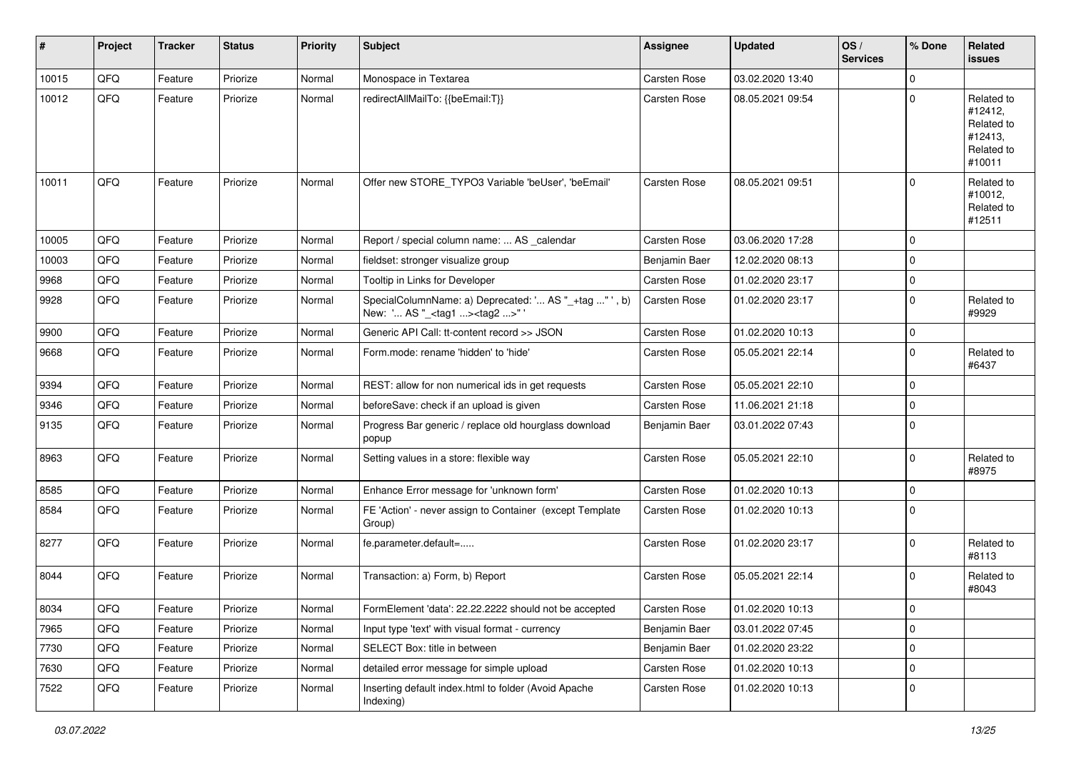| # | Project | Tracker | Status | Priority | Subject | Assignee | Updated | OS / Services | % Done | Related issues |
|---|---|---|---|---|---|---|---|---|---|---|
| 10015 | QFQ | Feature | Priorize | Normal | Monospace in Textarea | Carsten Rose | 03.02.2020 13:40 | | 0 | |
| 10012 | QFQ | Feature | Priorize | Normal | redirectAllMailTo: {{beEmail:T}} | Carsten Rose | 08.05.2021 09:54 | | 0 | Related to #12412, Related to #12413, Related to #10011 |
| 10011 | QFQ | Feature | Priorize | Normal | Offer new STORE_TYPO3 Variable 'beUser', 'beEmail' | Carsten Rose | 08.05.2021 09:51 | | 0 | Related to #10012, Related to #12511 |
| 10005 | QFQ | Feature | Priorize | Normal | Report / special column name: ... AS _calendar | Carsten Rose | 03.06.2020 17:28 | | 0 | |
| 10003 | QFQ | Feature | Priorize | Normal | fieldset: stronger visualize group | Benjamin Baer | 12.02.2020 08:13 | | 0 | |
| 9968 | QFQ | Feature | Priorize | Normal | Tooltip in Links for Developer | Carsten Rose | 01.02.2020 23:17 | | 0 | |
| 9928 | QFQ | Feature | Priorize | Normal | SpecialColumnName: a) Deprecated: '... AS "_+tag ..." ', b) New: '... AS "_<tag1 ...><tag2 ...>" ' | Carsten Rose | 01.02.2020 23:17 | | 0 | Related to #9929 |
| 9900 | QFQ | Feature | Priorize | Normal | Generic API Call: tt-content record >> JSON | Carsten Rose | 01.02.2020 10:13 | | 0 | |
| 9668 | QFQ | Feature | Priorize | Normal | Form.mode: rename 'hidden' to 'hide' | Carsten Rose | 05.05.2021 22:14 | | 0 | Related to #6437 |
| 9394 | QFQ | Feature | Priorize | Normal | REST: allow for non numerical ids in get requests | Carsten Rose | 05.05.2021 22:10 | | 0 | |
| 9346 | QFQ | Feature | Priorize | Normal | beforeSave: check if an upload is given | Carsten Rose | 11.06.2021 21:18 | | 0 | |
| 9135 | QFQ | Feature | Priorize | Normal | Progress Bar generic / replace old hourglass download popup | Benjamin Baer | 03.01.2022 07:43 | | 0 | |
| 8963 | QFQ | Feature | Priorize | Normal | Setting values in a store: flexible way | Carsten Rose | 05.05.2021 22:10 | | 0 | Related to #8975 |
| 8585 | QFQ | Feature | Priorize | Normal | Enhance Error message for 'unknown form' | Carsten Rose | 01.02.2020 10:13 | | 0 | |
| 8584 | QFQ | Feature | Priorize | Normal | FE 'Action' - never assign to Container (except Template Group) | Carsten Rose | 01.02.2020 10:13 | | 0 | |
| 8277 | QFQ | Feature | Priorize | Normal | fe.parameter.default=..... | Carsten Rose | 01.02.2020 23:17 | | 0 | Related to #8113 |
| 8044 | QFQ | Feature | Priorize | Normal | Transaction: a) Form, b) Report | Carsten Rose | 05.05.2021 22:14 | | 0 | Related to #8043 |
| 8034 | QFQ | Feature | Priorize | Normal | FormElement 'data': 22.22.2222 should not be accepted | Carsten Rose | 01.02.2020 10:13 | | 0 | |
| 7965 | QFQ | Feature | Priorize | Normal | Input type 'text' with visual format - currency | Benjamin Baer | 03.01.2022 07:45 | | 0 | |
| 7730 | QFQ | Feature | Priorize | Normal | SELECT Box: title in between | Benjamin Baer | 01.02.2020 23:22 | | 0 | |
| 7630 | QFQ | Feature | Priorize | Normal | detailed error message for simple upload | Carsten Rose | 01.02.2020 10:13 | | 0 | |
| 7522 | QFQ | Feature | Priorize | Normal | Inserting default index.html to folder (Avoid Apache Indexing) | Carsten Rose | 01.02.2020 10:13 | | 0 | |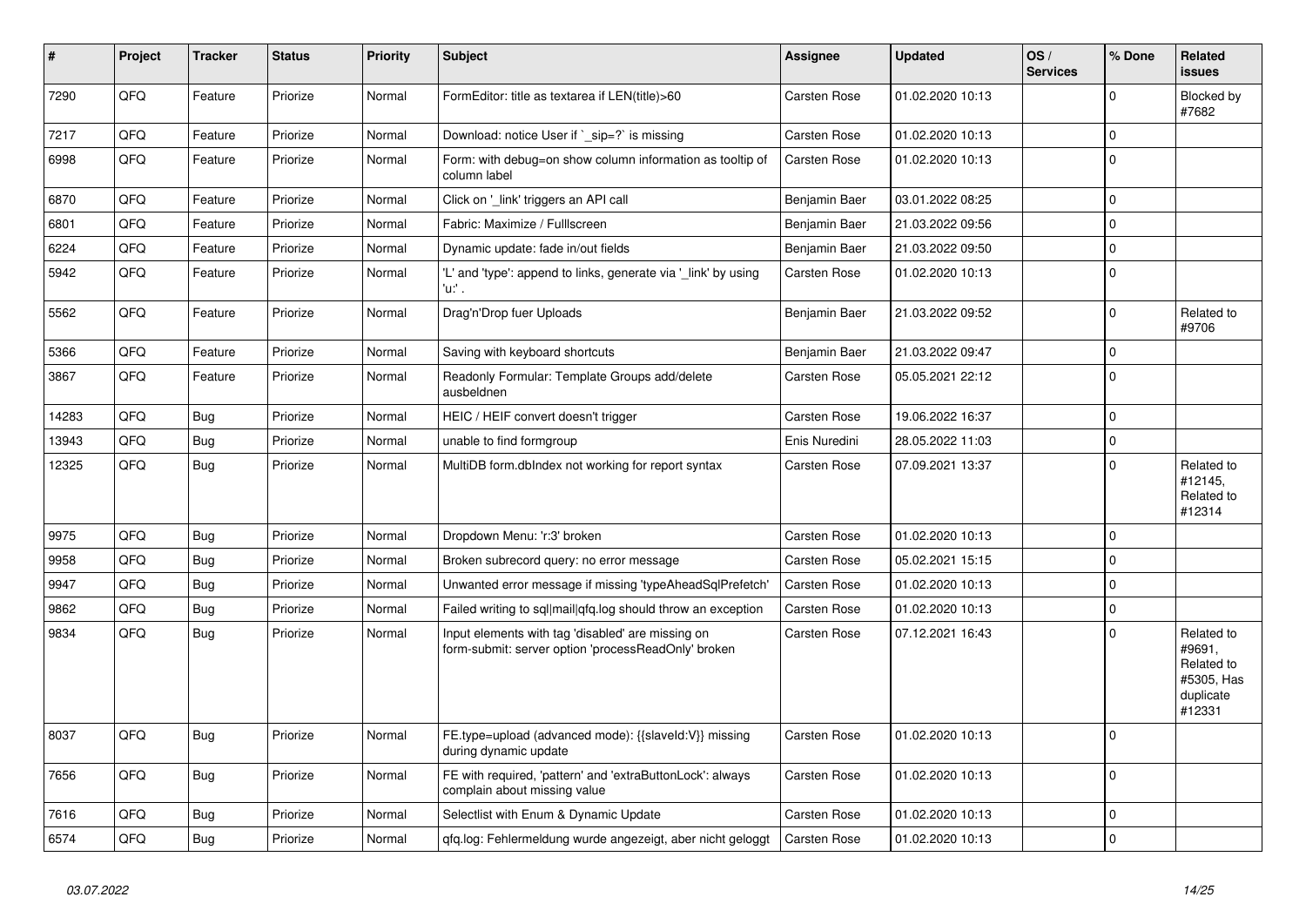| # | Project | Tracker | Status | Priority | Subject | Assignee | Updated | OS / Services | % Done | Related issues |
|---|---|---|---|---|---|---|---|---|---|---|
| 7290 | QFQ | Feature | Priorize | Normal | FormEditor: title as textarea if LEN(title)>60 | Carsten Rose | 01.02.2020 10:13 | | 0 | Blocked by #7682 |
| 7217 | QFQ | Feature | Priorize | Normal | Download: notice User if `_sip=?` is missing | Carsten Rose | 01.02.2020 10:13 | | 0 | |
| 6998 | QFQ | Feature | Priorize | Normal | Form: with debug=on show column information as tooltip of column label | Carsten Rose | 01.02.2020 10:13 | | 0 | |
| 6870 | QFQ | Feature | Priorize | Normal | Click on '_link' triggers an API call | Benjamin Baer | 03.01.2022 08:25 | | 0 | |
| 6801 | QFQ | Feature | Priorize | Normal | Fabric: Maximize / FullIscreen | Benjamin Baer | 21.03.2022 09:56 | | 0 | |
| 6224 | QFQ | Feature | Priorize | Normal | Dynamic update: fade in/out fields | Benjamin Baer | 21.03.2022 09:50 | | 0 | |
| 5942 | QFQ | Feature | Priorize | Normal | 'L' and 'type': append to links, generate via '_link' by using 'u:' . | Carsten Rose | 01.02.2020 10:13 | | 0 | |
| 5562 | QFQ | Feature | Priorize | Normal | Drag'n'Drop fuer Uploads | Benjamin Baer | 21.03.2022 09:52 | | 0 | Related to #9706 |
| 5366 | QFQ | Feature | Priorize | Normal | Saving with keyboard shortcuts | Benjamin Baer | 21.03.2022 09:47 | | 0 | |
| 3867 | QFQ | Feature | Priorize | Normal | Readonly Formular: Template Groups add/delete ausbeldnen | Carsten Rose | 05.05.2021 22:12 | | 0 | |
| 14283 | QFQ | Bug | Priorize | Normal | HEIC / HEIF convert doesn't trigger | Carsten Rose | 19.06.2022 16:37 | | 0 | |
| 13943 | QFQ | Bug | Priorize | Normal | unable to find formgroup | Enis Nuredini | 28.05.2022 11:03 | | 0 | |
| 12325 | QFQ | Bug | Priorize | Normal | MultiDB form.dbIndex not working for report syntax | Carsten Rose | 07.09.2021 13:37 | | 0 | Related to #12145, Related to #12314 |
| 9975 | QFQ | Bug | Priorize | Normal | Dropdown Menu: 'r:3' broken | Carsten Rose | 01.02.2020 10:13 | | 0 | |
| 9958 | QFQ | Bug | Priorize | Normal | Broken subrecord query: no error message | Carsten Rose | 05.02.2021 15:15 | | 0 | |
| 9947 | QFQ | Bug | Priorize | Normal | Unwanted error message if missing 'typeAheadSqlPrefetch' | Carsten Rose | 01.02.2020 10:13 | | 0 | |
| 9862 | QFQ | Bug | Priorize | Normal | Failed writing to sql\|mail\|qfq.log should throw an exception | Carsten Rose | 01.02.2020 10:13 | | 0 | |
| 9834 | QFQ | Bug | Priorize | Normal | Input elements with tag 'disabled' are missing on form-submit: server option 'processReadOnly' broken | Carsten Rose | 07.12.2021 16:43 | | 0 | Related to #9691, Related to #5305, Has duplicate #12331 |
| 8037 | QFQ | Bug | Priorize | Normal | FE.type=upload (advanced mode): {{slaveId:V}} missing during dynamic update | Carsten Rose | 01.02.2020 10:13 | | 0 | |
| 7656 | QFQ | Bug | Priorize | Normal | FE with required, 'pattern' and 'extraButtonLock': always complain about missing value | Carsten Rose | 01.02.2020 10:13 | | 0 | |
| 7616 | QFQ | Bug | Priorize | Normal | Selectlist with Enum & Dynamic Update | Carsten Rose | 01.02.2020 10:13 | | 0 | |
| 6574 | QFQ | Bug | Priorize | Normal | qfq.log: Fehlermeldung wurde angezeigt, aber nicht geloggt | Carsten Rose | 01.02.2020 10:13 | | 0 | |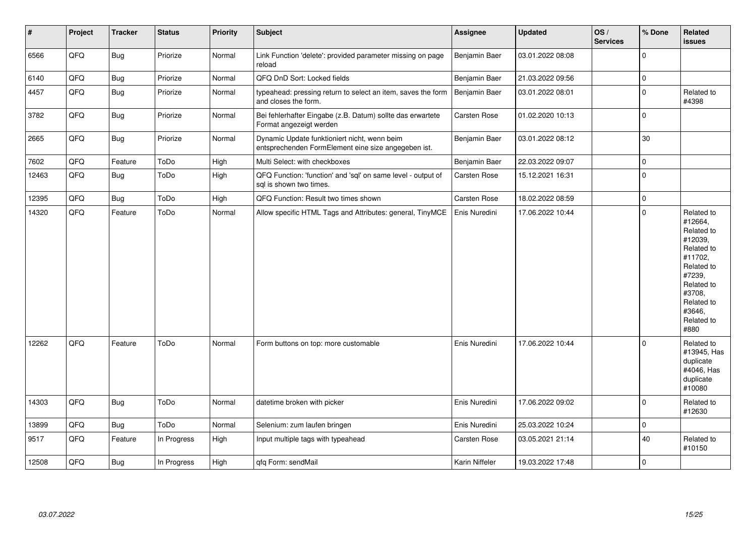| # | Project | Tracker | Status | Priority | Subject | Assignee | Updated | OS / Services | % Done | Related issues |
|---|---|---|---|---|---|---|---|---|---|---|
| 6566 | QFQ | Bug | Priorize | Normal | Link Function 'delete': provided parameter missing on page reload | Benjamin Baer | 03.01.2022 08:08 | | 0 | |
| 6140 | QFQ | Bug | Priorize | Normal | QFQ DnD Sort: Locked fields | Benjamin Baer | 21.03.2022 09:56 | | 0 | |
| 4457 | QFQ | Bug | Priorize | Normal | typeahead: pressing return to select an item, saves the form and closes the form. | Benjamin Baer | 03.01.2022 08:01 | | 0 | Related to #4398 |
| 3782 | QFQ | Bug | Priorize | Normal | Bei fehlerhafter Eingabe (z.B. Datum) sollte das erwartete Format angezeigt werden | Carsten Rose | 01.02.2020 10:13 | | 0 | |
| 2665 | QFQ | Bug | Priorize | Normal | Dynamic Update funktioniert nicht, wenn beim entsprechenden FormElement eine size angegeben ist. | Benjamin Baer | 03.01.2022 08:12 | | 30 | |
| 7602 | QFQ | Feature | ToDo | High | Multi Select: with checkboxes | Benjamin Baer | 22.03.2022 09:07 | | 0 | |
| 12463 | QFQ | Bug | ToDo | High | QFQ Function: 'function' and 'sql' on same level - output of sql is shown two times. | Carsten Rose | 15.12.2021 16:31 | | 0 | |
| 12395 | QFQ | Bug | ToDo | High | QFQ Function: Result two times shown | Carsten Rose | 18.02.2022 08:59 | | 0 | |
| 14320 | QFQ | Feature | ToDo | Normal | Allow specific HTML Tags and Attributes: general, TinyMCE | Enis Nuredini | 17.06.2022 10:44 | | 0 | Related to #12664, Related to #12039, Related to #11702, Related to #7239, Related to #3708, Related to #3646, Related to #880 |
| 12262 | QFQ | Feature | ToDo | Normal | Form buttons on top: more customable | Enis Nuredini | 17.06.2022 10:44 | | 0 | Related to #13945, Has duplicate #4046, Has duplicate #10080 |
| 14303 | QFQ | Bug | ToDo | Normal | datetime broken with picker | Enis Nuredini | 17.06.2022 09:02 | | 0 | Related to #12630 |
| 13899 | QFQ | Bug | ToDo | Normal | Selenium: zum laufen bringen | Enis Nuredini | 25.03.2022 10:24 | | 0 | |
| 9517 | QFQ | Feature | In Progress | High | Input multiple tags with typeahead | Carsten Rose | 03.05.2021 21:14 | | 40 | Related to #10150 |
| 12508 | QFQ | Bug | In Progress | High | qfq Form: sendMail | Karin Niffeler | 19.03.2022 17:48 | | 0 | |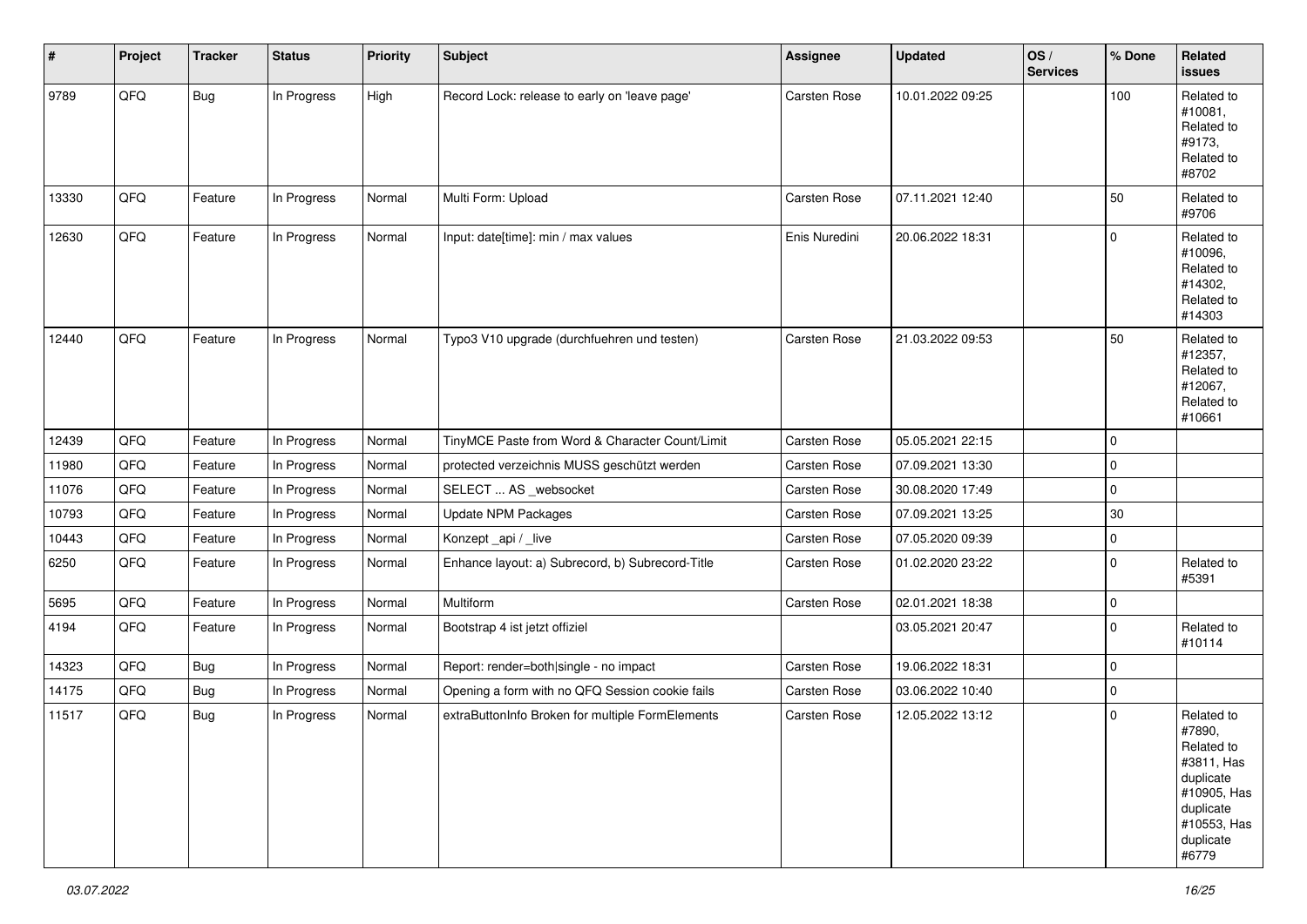| # | Project | Tracker | Status | Priority | Subject | Assignee | Updated | OS / Services | % Done | Related issues |
|---|---|---|---|---|---|---|---|---|---|---|
| 9789 | QFQ | Bug | In Progress | High | Record Lock: release to early on 'leave page' | Carsten Rose | 10.01.2022 09:25 | | 100 | Related to #10081, Related to #9173, Related to #8702 |
| 13330 | QFQ | Feature | In Progress | Normal | Multi Form: Upload | Carsten Rose | 07.11.2021 12:40 | | 50 | Related to #9706 |
| 12630 | QFQ | Feature | In Progress | Normal | Input: date[time]: min / max values | Enis Nuredini | 20.06.2022 18:31 | | 0 | Related to #10096, Related to #14302, Related to #14303 |
| 12440 | QFQ | Feature | In Progress | Normal | Typo3 V10 upgrade (durchfuehren und testen) | Carsten Rose | 21.03.2022 09:53 | | 50 | Related to #12357, Related to #12067, Related to #10661 |
| 12439 | QFQ | Feature | In Progress | Normal | TinyMCE Paste from Word & Character Count/Limit | Carsten Rose | 05.05.2021 22:15 | | 0 | |
| 11980 | QFQ | Feature | In Progress | Normal | protected verzeichnis MUSS geschützt werden | Carsten Rose | 07.09.2021 13:30 | | 0 | |
| 11076 | QFQ | Feature | In Progress | Normal | SELECT ... AS _websocket | Carsten Rose | 30.08.2020 17:49 | | 0 | |
| 10793 | QFQ | Feature | In Progress | Normal | Update NPM Packages | Carsten Rose | 07.09.2021 13:25 | | 30 | |
| 10443 | QFQ | Feature | In Progress | Normal | Konzept _api / _live | Carsten Rose | 07.05.2020 09:39 | | 0 | |
| 6250 | QFQ | Feature | In Progress | Normal | Enhance layout: a) Subrecord, b) Subrecord-Title | Carsten Rose | 01.02.2020 23:22 | | 0 | Related to #5391 |
| 5695 | QFQ | Feature | In Progress | Normal | Multiform | Carsten Rose | 02.01.2021 18:38 | | 0 | |
| 4194 | QFQ | Feature | In Progress | Normal | Bootstrap 4 ist jetzt offiziel | | 03.05.2021 20:47 | | 0 | Related to #10114 |
| 14323 | QFQ | Bug | In Progress | Normal | Report: render=both\|single - no impact | Carsten Rose | 19.06.2022 18:31 | | 0 | |
| 14175 | QFQ | Bug | In Progress | Normal | Opening a form with no QFQ Session cookie fails | Carsten Rose | 03.06.2022 10:40 | | 0 | |
| 11517 | QFQ | Bug | In Progress | Normal | extraButtonInfo Broken for multiple FormElements | Carsten Rose | 12.05.2022 13:12 | | 0 | Related to #7890, Related to #3811, Has duplicate #10905, Has duplicate #10553, Has duplicate #6779 |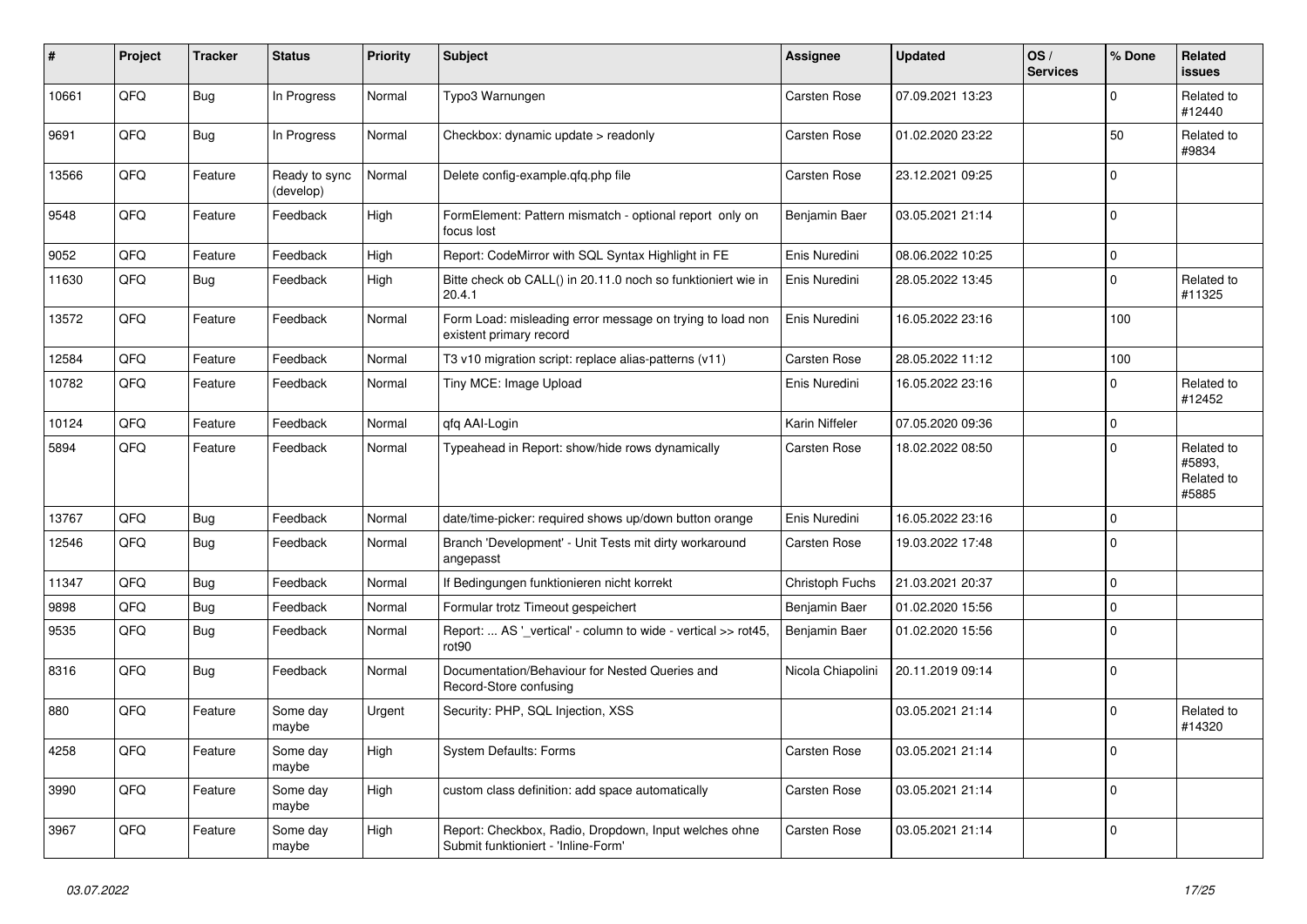| # | Project | Tracker | Status | Priority | Subject | Assignee | Updated | OS / Services | % Done | Related issues |
|---|---|---|---|---|---|---|---|---|---|---|
| 10661 | QFQ | Bug | In Progress | Normal | Typo3 Warnungen | Carsten Rose | 07.09.2021 13:23 | | 0 | Related to #12440 |
| 9691 | QFQ | Bug | In Progress | Normal | Checkbox: dynamic update > readonly | Carsten Rose | 01.02.2020 23:22 | | 50 | Related to #9834 |
| 13566 | QFQ | Feature | Ready to sync (develop) | Normal | Delete config-example.qfq.php file | Carsten Rose | 23.12.2021 09:25 | | 0 | |
| 9548 | QFQ | Feature | Feedback | High | FormElement: Pattern mismatch - optional report only on focus lost | Benjamin Baer | 03.05.2021 21:14 | | 0 | |
| 9052 | QFQ | Feature | Feedback | High | Report: CodeMirror with SQL Syntax Highlight in FE | Enis Nuredini | 08.06.2022 10:25 | | 0 | |
| 11630 | QFQ | Bug | Feedback | High | Bitte check ob CALL() in 20.11.0 noch so funktioniert wie in 20.4.1 | Enis Nuredini | 28.05.2022 13:45 | | 0 | Related to #11325 |
| 13572 | QFQ | Feature | Feedback | Normal | Form Load: misleading error message on trying to load non existent primary record | Enis Nuredini | 16.05.2022 23:16 | | 100 | |
| 12584 | QFQ | Feature | Feedback | Normal | T3 v10 migration script: replace alias-patterns (v11) | Carsten Rose | 28.05.2022 11:12 | | 100 | |
| 10782 | QFQ | Feature | Feedback | Normal | Tiny MCE: Image Upload | Enis Nuredini | 16.05.2022 23:16 | | 0 | Related to #12452 |
| 10124 | QFQ | Feature | Feedback | Normal | qfq AAI-Login | Karin Niffeler | 07.05.2020 09:36 | | 0 | |
| 5894 | QFQ | Feature | Feedback | Normal | Typeahead in Report: show/hide rows dynamically | Carsten Rose | 18.02.2022 08:50 | | 0 | Related to #5893, Related to #5885 |
| 13767 | QFQ | Bug | Feedback | Normal | date/time-picker: required shows up/down button orange | Enis Nuredini | 16.05.2022 23:16 | | 0 | |
| 12546 | QFQ | Bug | Feedback | Normal | Branch 'Development' - Unit Tests mit dirty workaround angepasst | Carsten Rose | 19.03.2022 17:48 | | 0 | |
| 11347 | QFQ | Bug | Feedback | Normal | If Bedingungen funktionieren nicht korrekt | Christoph Fuchs | 21.03.2021 20:37 | | 0 | |
| 9898 | QFQ | Bug | Feedback | Normal | Formular trotz Timeout gespeichert | Benjamin Baer | 01.02.2020 15:56 | | 0 | |
| 9535 | QFQ | Bug | Feedback | Normal | Report: ... AS '_vertical' - column to wide - vertical >> rot45, rot90 | Benjamin Baer | 01.02.2020 15:56 | | 0 | |
| 8316 | QFQ | Bug | Feedback | Normal | Documentation/Behaviour for Nested Queries and Record-Store confusing | Nicola Chiapolini | 20.11.2019 09:14 | | 0 | |
| 880 | QFQ | Feature | Some day maybe | Urgent | Security: PHP, SQL Injection, XSS | | 03.05.2021 21:14 | | 0 | Related to #14320 |
| 4258 | QFQ | Feature | Some day maybe | High | System Defaults: Forms | Carsten Rose | 03.05.2021 21:14 | | 0 | |
| 3990 | QFQ | Feature | Some day maybe | High | custom class definition: add space automatically | Carsten Rose | 03.05.2021 21:14 | | 0 | |
| 3967 | QFQ | Feature | Some day maybe | High | Report: Checkbox, Radio, Dropdown, Input welches ohne Submit funktioniert - 'Inline-Form' | Carsten Rose | 03.05.2021 21:14 | | 0 | |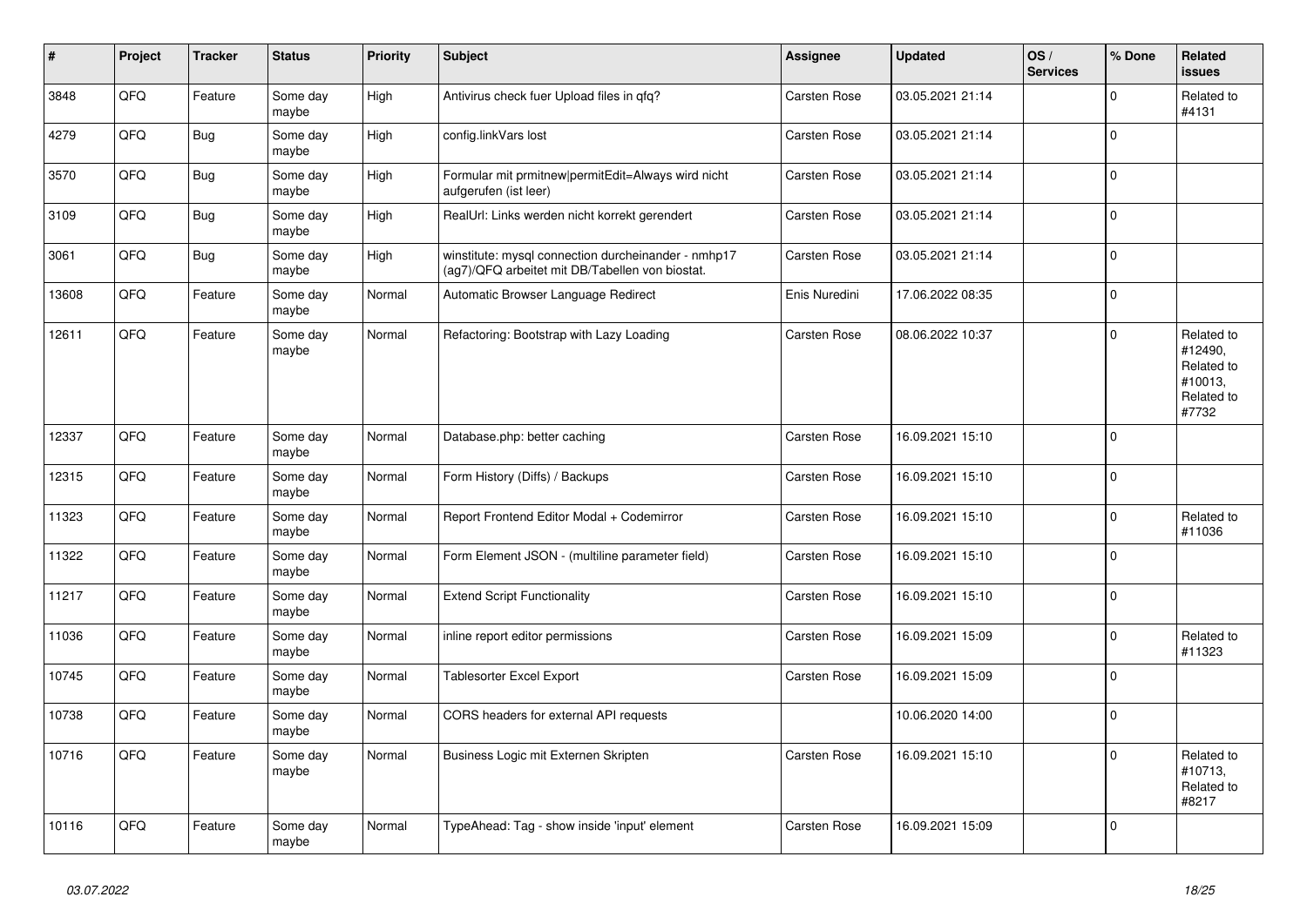| # | Project | Tracker | Status | Priority | Subject | Assignee | Updated | OS / Services | % Done | Related issues |
|---|---|---|---|---|---|---|---|---|---|---|
| 3848 | QFQ | Feature | Some day maybe | High | Antivirus check fuer Upload files in qfq? | Carsten Rose | 03.05.2021 21:14 | | 0 | Related to #4131 |
| 4279 | QFQ | Bug | Some day maybe | High | config.linkVars lost | Carsten Rose | 03.05.2021 21:14 | | 0 | |
| 3570 | QFQ | Bug | Some day maybe | High | Formular mit prmitnew\|permitEdit=Always wird nicht aufgerufen (ist leer) | Carsten Rose | 03.05.2021 21:14 | | 0 | |
| 3109 | QFQ | Bug | Some day maybe | High | RealUrl: Links werden nicht korrekt gerendert | Carsten Rose | 03.05.2021 21:14 | | 0 | |
| 3061 | QFQ | Bug | Some day maybe | High | winstitute: mysql connection durcheinander - nmhp17 (ag7)/QFQ arbeitet mit DB/Tabellen von biostat. | Carsten Rose | 03.05.2021 21:14 | | 0 | |
| 13608 | QFQ | Feature | Some day maybe | Normal | Automatic Browser Language Redirect | Enis Nuredini | 17.06.2022 08:35 | | 0 | |
| 12611 | QFQ | Feature | Some day maybe | Normal | Refactoring: Bootstrap with Lazy Loading | Carsten Rose | 08.06.2022 10:37 | | 0 | Related to #12490, Related to #10013, Related to #7732 |
| 12337 | QFQ | Feature | Some day maybe | Normal | Database.php: better caching | Carsten Rose | 16.09.2021 15:10 | | 0 | |
| 12315 | QFQ | Feature | Some day maybe | Normal | Form History (Diffs) / Backups | Carsten Rose | 16.09.2021 15:10 | | 0 | |
| 11323 | QFQ | Feature | Some day maybe | Normal | Report Frontend Editor Modal + Codemirror | Carsten Rose | 16.09.2021 15:10 | | 0 | Related to #11036 |
| 11322 | QFQ | Feature | Some day maybe | Normal | Form Element JSON - (multiline parameter field) | Carsten Rose | 16.09.2021 15:10 | | 0 | |
| 11217 | QFQ | Feature | Some day maybe | Normal | Extend Script Functionality | Carsten Rose | 16.09.2021 15:10 | | 0 | |
| 11036 | QFQ | Feature | Some day maybe | Normal | inline report editor permissions | Carsten Rose | 16.09.2021 15:09 | | 0 | Related to #11323 |
| 10745 | QFQ | Feature | Some day maybe | Normal | Tablesorter Excel Export | Carsten Rose | 16.09.2021 15:09 | | 0 | |
| 10738 | QFQ | Feature | Some day maybe | Normal | CORS headers for external API requests | | 10.06.2020 14:00 | | 0 | |
| 10716 | QFQ | Feature | Some day maybe | Normal | Business Logic mit Externen Skripten | Carsten Rose | 16.09.2021 15:10 | | 0 | Related to #10713, Related to #8217 |
| 10116 | QFQ | Feature | Some day maybe | Normal | TypeAhead: Tag - show inside 'input' element | Carsten Rose | 16.09.2021 15:09 | | 0 | |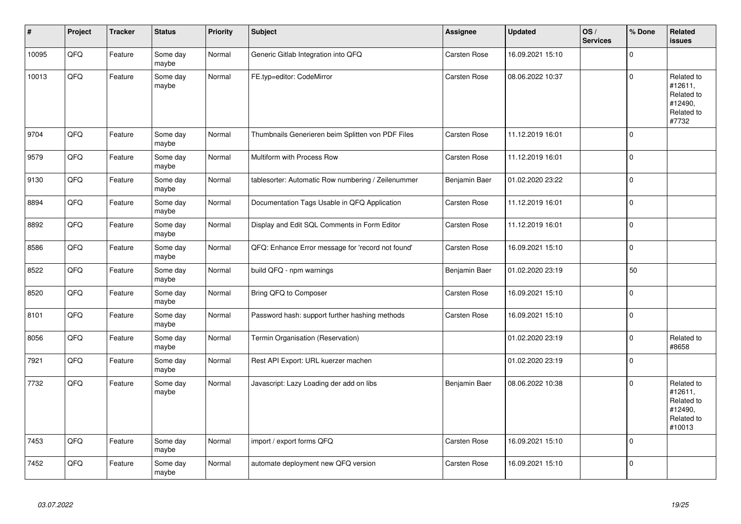| # | Project | Tracker | Status | Priority | Subject | Assignee | Updated | OS / Services | % Done | Related issues |
|---|---|---|---|---|---|---|---|---|---|---|
| 10095 | QFQ | Feature | Some day maybe | Normal | Generic Gitlab Integration into QFQ | Carsten Rose | 16.09.2021 15:10 | | 0 | |
| 10013 | QFQ | Feature | Some day maybe | Normal | FE.typ=editor: CodeMirror | Carsten Rose | 08.06.2022 10:37 | | 0 | Related to #12611, Related to #12490, Related to #7732 |
| 9704 | QFQ | Feature | Some day maybe | Normal | Thumbnails Generieren beim Splitten von PDF Files | Carsten Rose | 11.12.2019 16:01 | | 0 | |
| 9579 | QFQ | Feature | Some day maybe | Normal | Multiform with Process Row | Carsten Rose | 11.12.2019 16:01 | | 0 | |
| 9130 | QFQ | Feature | Some day maybe | Normal | tablesorter: Automatic Row numbering / Zeilenummer | Benjamin Baer | 01.02.2020 23:22 | | 0 | |
| 8894 | QFQ | Feature | Some day maybe | Normal | Documentation Tags Usable in QFQ Application | Carsten Rose | 11.12.2019 16:01 | | 0 | |
| 8892 | QFQ | Feature | Some day maybe | Normal | Display and Edit SQL Comments in Form Editor | Carsten Rose | 11.12.2019 16:01 | | 0 | |
| 8586 | QFQ | Feature | Some day maybe | Normal | QFQ: Enhance Error message for 'record not found' | Carsten Rose | 16.09.2021 15:10 | | 0 | |
| 8522 | QFQ | Feature | Some day maybe | Normal | build QFQ - npm warnings | Benjamin Baer | 01.02.2020 23:19 | | 50 | |
| 8520 | QFQ | Feature | Some day maybe | Normal | Bring QFQ to Composer | Carsten Rose | 16.09.2021 15:10 | | 0 | |
| 8101 | QFQ | Feature | Some day maybe | Normal | Password hash: support further hashing methods | Carsten Rose | 16.09.2021 15:10 | | 0 | |
| 8056 | QFQ | Feature | Some day maybe | Normal | Termin Organisation (Reservation) | | 01.02.2020 23:19 | | 0 | Related to #8658 |
| 7921 | QFQ | Feature | Some day maybe | Normal | Rest API Export: URL kuerzer machen | | 01.02.2020 23:19 | | 0 | |
| 7732 | QFQ | Feature | Some day maybe | Normal | Javascript: Lazy Loading der add on libs | Benjamin Baer | 08.06.2022 10:38 | | 0 | Related to #12611, Related to #12490, Related to #10013 |
| 7453 | QFQ | Feature | Some day maybe | Normal | import / export forms QFQ | Carsten Rose | 16.09.2021 15:10 | | 0 | |
| 7452 | QFQ | Feature | Some day maybe | Normal | automate deployment new QFQ version | Carsten Rose | 16.09.2021 15:10 | | 0 | |

*03.07.2022*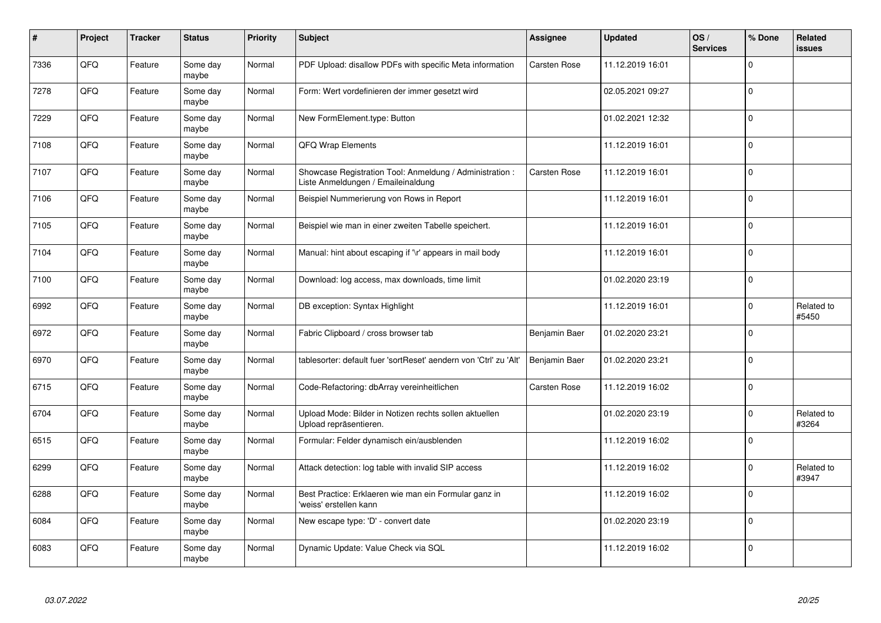| # | Project | Tracker | Status | Priority | Subject | Assignee | Updated | OS / Services | % Done | Related issues |
|---|---|---|---|---|---|---|---|---|---|---|
| 7336 | QFQ | Feature | Some day maybe | Normal | PDF Upload: disallow PDFs with specific Meta information | Carsten Rose | 11.12.2019 16:01 | | 0 | |
| 7278 | QFQ | Feature | Some day maybe | Normal | Form: Wert vordefinieren der immer gesetzt wird | | 02.05.2021 09:27 | | 0 | |
| 7229 | QFQ | Feature | Some day maybe | Normal | New FormElement.type: Button | | 01.02.2021 12:32 | | 0 | |
| 7108 | QFQ | Feature | Some day maybe | Normal | QFQ Wrap Elements | | 11.12.2019 16:01 | | 0 | |
| 7107 | QFQ | Feature | Some day maybe | Normal | Showcase Registration Tool: Anmeldung / Administration : Liste Anmeldungen / Emaileinaldung | Carsten Rose | 11.12.2019 16:01 | | 0 | |
| 7106 | QFQ | Feature | Some day maybe | Normal | Beispiel Nummerierung von Rows in Report | | 11.12.2019 16:01 | | 0 | |
| 7105 | QFQ | Feature | Some day maybe | Normal | Beispiel wie man in einer zweiten Tabelle speichert. | | 11.12.2019 16:01 | | 0 | |
| 7104 | QFQ | Feature | Some day maybe | Normal | Manual: hint about escaping if '\r' appears in mail body | | 11.12.2019 16:01 | | 0 | |
| 7100 | QFQ | Feature | Some day maybe | Normal | Download: log access, max downloads, time limit | | 01.02.2020 23:19 | | 0 | |
| 6992 | QFQ | Feature | Some day maybe | Normal | DB exception: Syntax Highlight | | 11.12.2019 16:01 | | 0 | Related to #5450 |
| 6972 | QFQ | Feature | Some day maybe | Normal | Fabric Clipboard / cross browser tab | Benjamin Baer | 01.02.2020 23:21 | | 0 | |
| 6970 | QFQ | Feature | Some day maybe | Normal | tablesorter: default fuer 'sortReset' aendern von 'Ctrl' zu 'Alt' | Benjamin Baer | 01.02.2020 23:21 | | 0 | |
| 6715 | QFQ | Feature | Some day maybe | Normal | Code-Refactoring: dbArray vereinheitlichen | Carsten Rose | 11.12.2019 16:02 | | 0 | |
| 6704 | QFQ | Feature | Some day maybe | Normal | Upload Mode: Bilder in Notizen rechts sollen aktuellen Upload repräsentieren. | | 01.02.2020 23:19 | | 0 | Related to #3264 |
| 6515 | QFQ | Feature | Some day maybe | Normal | Formular: Felder dynamisch ein/ausblenden | | 11.12.2019 16:02 | | 0 | |
| 6299 | QFQ | Feature | Some day maybe | Normal | Attack detection: log table with invalid SIP access | | 11.12.2019 16:02 | | 0 | Related to #3947 |
| 6288 | QFQ | Feature | Some day maybe | Normal | Best Practice: Erklaeren wie man ein Formular ganz in 'weiss' erstellen kann | | 11.12.2019 16:02 | | 0 | |
| 6084 | QFQ | Feature | Some day maybe | Normal | New escape type: 'D' - convert date | | 01.02.2020 23:19 | | 0 | |
| 6083 | QFQ | Feature | Some day maybe | Normal | Dynamic Update: Value Check via SQL | | 11.12.2019 16:02 | | 0 | |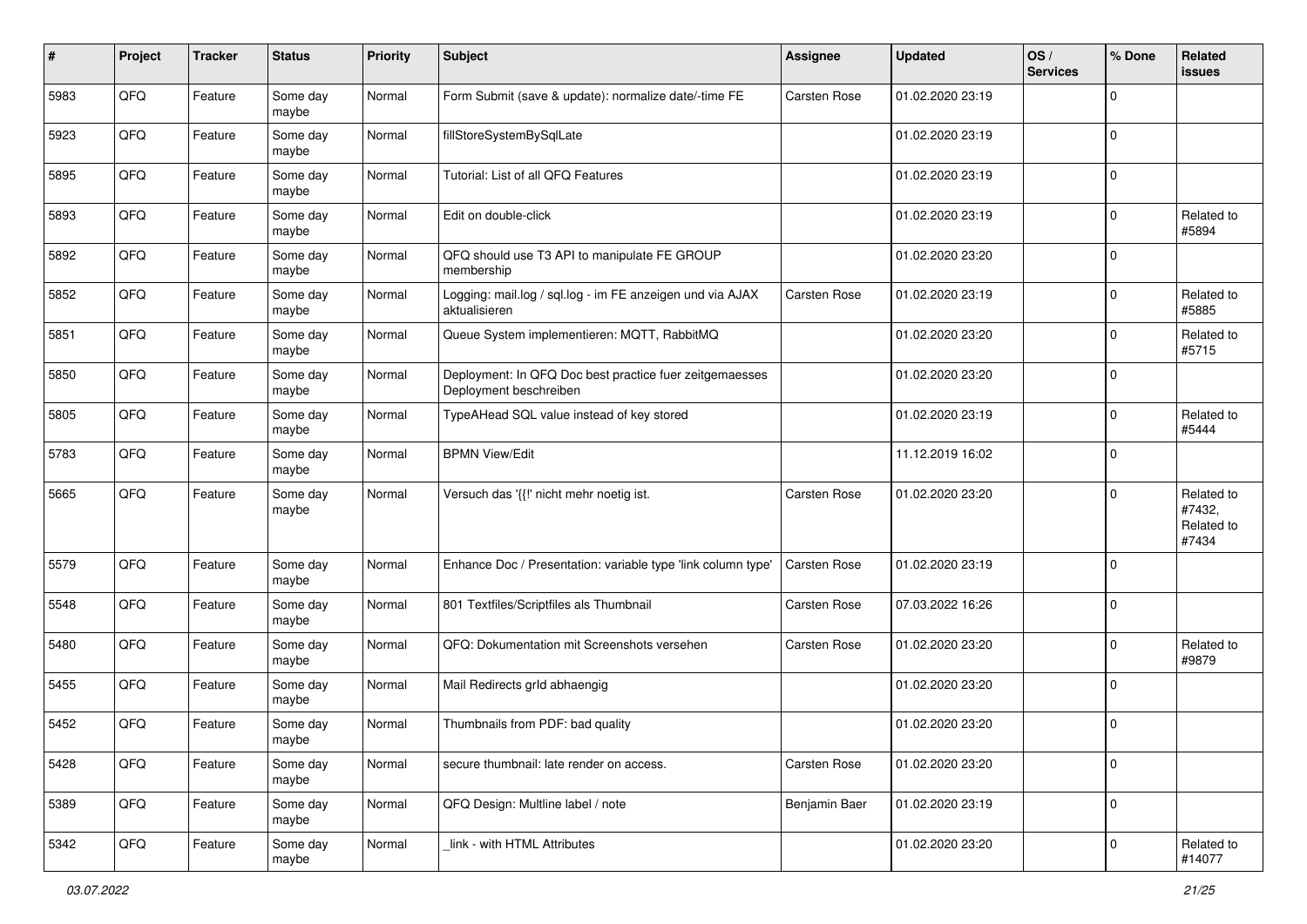| # | Project | Tracker | Status | Priority | Subject | Assignee | Updated | OS / Services | % Done | Related issues |
|---|---|---|---|---|---|---|---|---|---|---|
| 5983 | QFQ | Feature | Some day maybe | Normal | Form Submit (save & update): normalize date/-time FE | Carsten Rose | 01.02.2020 23:19 | | 0 | |
| 5923 | QFQ | Feature | Some day maybe | Normal | fillStoreSystemBySqlLate | | 01.02.2020 23:19 | | 0 | |
| 5895 | QFQ | Feature | Some day maybe | Normal | Tutorial: List of all QFQ Features | | 01.02.2020 23:19 | | 0 | |
| 5893 | QFQ | Feature | Some day maybe | Normal | Edit on double-click | | 01.02.2020 23:19 | | 0 | Related to #5894 |
| 5892 | QFQ | Feature | Some day maybe | Normal | QFQ should use T3 API to manipulate FE GROUP membership | | 01.02.2020 23:20 | | 0 | |
| 5852 | QFQ | Feature | Some day maybe | Normal | Logging: mail.log / sql.log - im FE anzeigen und via AJAX aktualisieren | Carsten Rose | 01.02.2020 23:19 | | 0 | Related to #5885 |
| 5851 | QFQ | Feature | Some day maybe | Normal | Queue System implementieren: MQTT, RabbitMQ | | 01.02.2020 23:20 | | 0 | Related to #5715 |
| 5850 | QFQ | Feature | Some day maybe | Normal | Deployment: In QFQ Doc best practice fuer zeitgemaesses Deployment beschreiben | | 01.02.2020 23:20 | | 0 | |
| 5805 | QFQ | Feature | Some day maybe | Normal | TypeAHead SQL value instead of key stored | | 01.02.2020 23:19 | | 0 | Related to #5444 |
| 5783 | QFQ | Feature | Some day maybe | Normal | BPMN View/Edit | | 11.12.2019 16:02 | | 0 | |
| 5665 | QFQ | Feature | Some day maybe | Normal | Versuch das '{{!' nicht mehr noetig ist. | Carsten Rose | 01.02.2020 23:20 | | 0 | Related to #7432, Related to #7434 |
| 5579 | QFQ | Feature | Some day maybe | Normal | Enhance Doc / Presentation: variable type 'link column type' | Carsten Rose | 01.02.2020 23:19 | | 0 | |
| 5548 | QFQ | Feature | Some day maybe | Normal | 801 Textfiles/Scriptfiles als Thumbnail | Carsten Rose | 07.03.2022 16:26 | | 0 | |
| 5480 | QFQ | Feature | Some day maybe | Normal | QFQ: Dokumentation mit Screenshots versehen | Carsten Rose | 01.02.2020 23:20 | | 0 | Related to #9879 |
| 5455 | QFQ | Feature | Some day maybe | Normal | Mail Redirects grId abhaengig | | 01.02.2020 23:20 | | 0 | |
| 5452 | QFQ | Feature | Some day maybe | Normal | Thumbnails from PDF: bad quality | | 01.02.2020 23:20 | | 0 | |
| 5428 | QFQ | Feature | Some day maybe | Normal | secure thumbnail: late render on access. | Carsten Rose | 01.02.2020 23:20 | | 0 | |
| 5389 | QFQ | Feature | Some day maybe | Normal | QFQ Design: Multline label / note | Benjamin Baer | 01.02.2020 23:19 | | 0 | |
| 5342 | QFQ | Feature | Some day maybe | Normal | _link - with HTML Attributes | | 01.02.2020 23:20 | | 0 | Related to #14077 |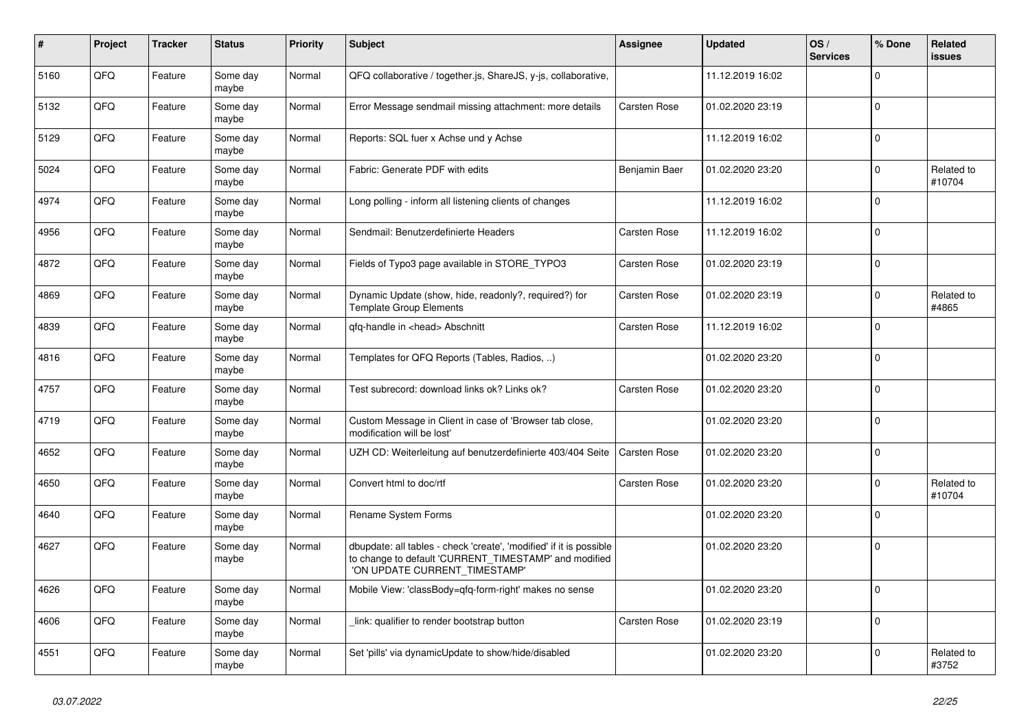| # | Project | Tracker | Status | Priority | Subject | Assignee | Updated | OS / Services | % Done | Related issues |
|---|---|---|---|---|---|---|---|---|---|---|
| 5160 | QFQ | Feature | Some day maybe | Normal | QFQ collaborative / together.js, ShareJS, y-js, collaborative, | | 11.12.2019 16:02 | | 0 | |
| 5132 | QFQ | Feature | Some day maybe | Normal | Error Message sendmail missing attachment: more details | Carsten Rose | 01.02.2020 23:19 | | 0 | |
| 5129 | QFQ | Feature | Some day maybe | Normal | Reports: SQL fuer x Achse und y Achse | | 11.12.2019 16:02 | | 0 | |
| 5024 | QFQ | Feature | Some day maybe | Normal | Fabric: Generate PDF with edits | Benjamin Baer | 01.02.2020 23:20 | | 0 | Related to #10704 |
| 4974 | QFQ | Feature | Some day maybe | Normal | Long polling - inform all listening clients of changes | | 11.12.2019 16:02 | | 0 | |
| 4956 | QFQ | Feature | Some day maybe | Normal | Sendmail: Benutzerdefinierte Headers | Carsten Rose | 11.12.2019 16:02 | | 0 | |
| 4872 | QFQ | Feature | Some day maybe | Normal | Fields of Typo3 page available in STORE_TYPO3 | Carsten Rose | 01.02.2020 23:19 | | 0 | |
| 4869 | QFQ | Feature | Some day maybe | Normal | Dynamic Update (show, hide, readonly?, required?) for Template Group Elements | Carsten Rose | 01.02.2020 23:19 | | 0 | Related to #4865 |
| 4839 | QFQ | Feature | Some day maybe | Normal | qfq-handle in <head> Abschnitt | Carsten Rose | 11.12.2019 16:02 | | 0 | |
| 4816 | QFQ | Feature | Some day maybe | Normal | Templates for QFQ Reports (Tables, Radios, ..) | | 01.02.2020 23:20 | | 0 | |
| 4757 | QFQ | Feature | Some day maybe | Normal | Test subrecord: download links ok? Links ok? | Carsten Rose | 01.02.2020 23:20 | | 0 | |
| 4719 | QFQ | Feature | Some day maybe | Normal | Custom Message in Client in case of 'Browser tab close, modification will be lost' | | 01.02.2020 23:20 | | 0 | |
| 4652 | QFQ | Feature | Some day maybe | Normal | UZH CD: Weiterleitung auf benutzerdefinierte 403/404 Seite | Carsten Rose | 01.02.2020 23:20 | | 0 | |
| 4650 | QFQ | Feature | Some day maybe | Normal | Convert html to doc/rtf | Carsten Rose | 01.02.2020 23:20 | | 0 | Related to #10704 |
| 4640 | QFQ | Feature | Some day maybe | Normal | Rename System Forms | | 01.02.2020 23:20 | | 0 | |
| 4627 | QFQ | Feature | Some day maybe | Normal | dbupdate: all tables - check 'create', 'modified' if it is possible to change to default 'CURRENT_TIMESTAMP' and modified 'ON UPDATE CURRENT_TIMESTAMP' | | 01.02.2020 23:20 | | 0 | |
| 4626 | QFQ | Feature | Some day maybe | Normal | Mobile View: 'classBody=qfq-form-right' makes no sense | | 01.02.2020 23:20 | | 0 | |
| 4606 | QFQ | Feature | Some day maybe | Normal | _link: qualifier to render bootstrap button | Carsten Rose | 01.02.2020 23:19 | | 0 | |
| 4551 | QFQ | Feature | Some day maybe | Normal | Set 'pills' via dynamicUpdate to show/hide/disabled | | 01.02.2020 23:20 | | 0 | Related to #3752 |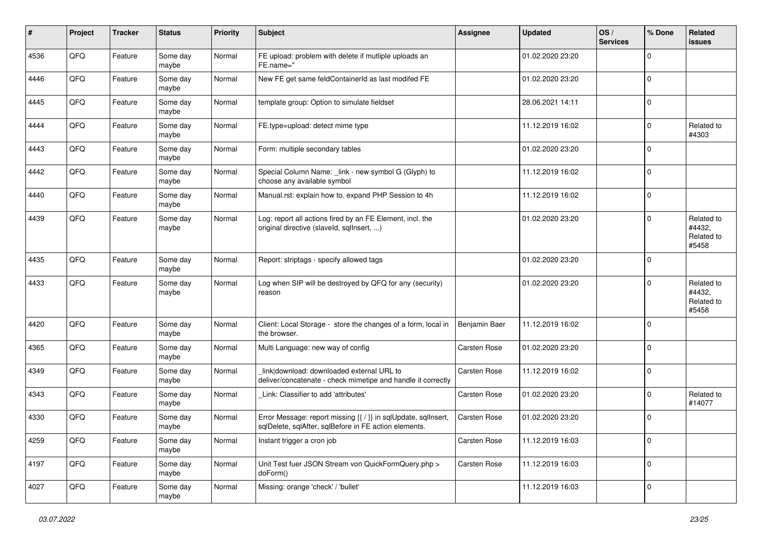| # | Project | Tracker | Status | Priority | Subject | Assignee | Updated | OS / Services | % Done | Related issues |
|---|---|---|---|---|---|---|---|---|---|---|
| 4536 | QFQ | Feature | Some day maybe | Normal | FE upload: problem with delete if mutliple uploads an FE.name=" | | 01.02.2020 23:20 | | 0 | |
| 4446 | QFQ | Feature | Some day maybe | Normal | New FE get same feldContainerId as last modifed FE | | 01.02.2020 23:20 | | 0 | |
| 4445 | QFQ | Feature | Some day maybe | Normal | template group: Option to simulate fieldset | | 28.06.2021 14:11 | | 0 | |
| 4444 | QFQ | Feature | Some day maybe | Normal | FE.type=upload: detect mime type | | 11.12.2019 16:02 | | 0 | Related to #4303 |
| 4443 | QFQ | Feature | Some day maybe | Normal | Form: multiple secondary tables | | 01.02.2020 23:20 | | 0 | |
| 4442 | QFQ | Feature | Some day maybe | Normal | Special Column Name: _link - new symbol G (Glyph) to choose any available symbol | | 11.12.2019 16:02 | | 0 | |
| 4440 | QFQ | Feature | Some day maybe | Normal | Manual.rst: explain how to. expand PHP Session to 4h | | 11.12.2019 16:02 | | 0 | |
| 4439 | QFQ | Feature | Some day maybe | Normal | Log: report all actions fired by an FE Element, incl. the original directive (slaveId, sqlInsert, ...) | | 01.02.2020 23:20 | | 0 | Related to #4432, Related to #5458 |
| 4435 | QFQ | Feature | Some day maybe | Normal | Report: striptags - specify allowed tags | | 01.02.2020 23:20 | | 0 | |
| 4433 | QFQ | Feature | Some day maybe | Normal | Log when SIP will be destroyed by QFQ for any (security) reason | | 01.02.2020 23:20 | | 0 | Related to #4432, Related to #5458 |
| 4420 | QFQ | Feature | Some day maybe | Normal | Client: Local Storage - store the changes of a form, local in the browser. | Benjamin Baer | 11.12.2019 16:02 | | 0 | |
| 4365 | QFQ | Feature | Some day maybe | Normal | Multi Language: new way of config | Carsten Rose | 01.02.2020 23:20 | | 0 | |
| 4349 | QFQ | Feature | Some day maybe | Normal | _link\|download: downloaded external URL to deliver/concatenate - check mimetipe and handle it correctly | Carsten Rose | 11.12.2019 16:02 | | 0 | |
| 4343 | QFQ | Feature | Some day maybe | Normal | _Link: Classifier to add 'attributes' | Carsten Rose | 01.02.2020 23:20 | | 0 | Related to #14077 |
| 4330 | QFQ | Feature | Some day maybe | Normal | Error Message: report missing {{ / }} in sqlUpdate, sqlInsert, sqlDelete, sqlAfter, sqlBefore in FE action elements. | Carsten Rose | 01.02.2020 23:20 | | 0 | |
| 4259 | QFQ | Feature | Some day maybe | Normal | Instant trigger a cron job | Carsten Rose | 11.12.2019 16:03 | | 0 | |
| 4197 | QFQ | Feature | Some day maybe | Normal | Unit Test fuer JSON Stream von QuickFormQuery.php > doForm() | Carsten Rose | 11.12.2019 16:03 | | 0 | |
| 4027 | QFQ | Feature | Some day maybe | Normal | Missing: orange 'check' / 'bullet' | | 11.12.2019 16:03 | | 0 | |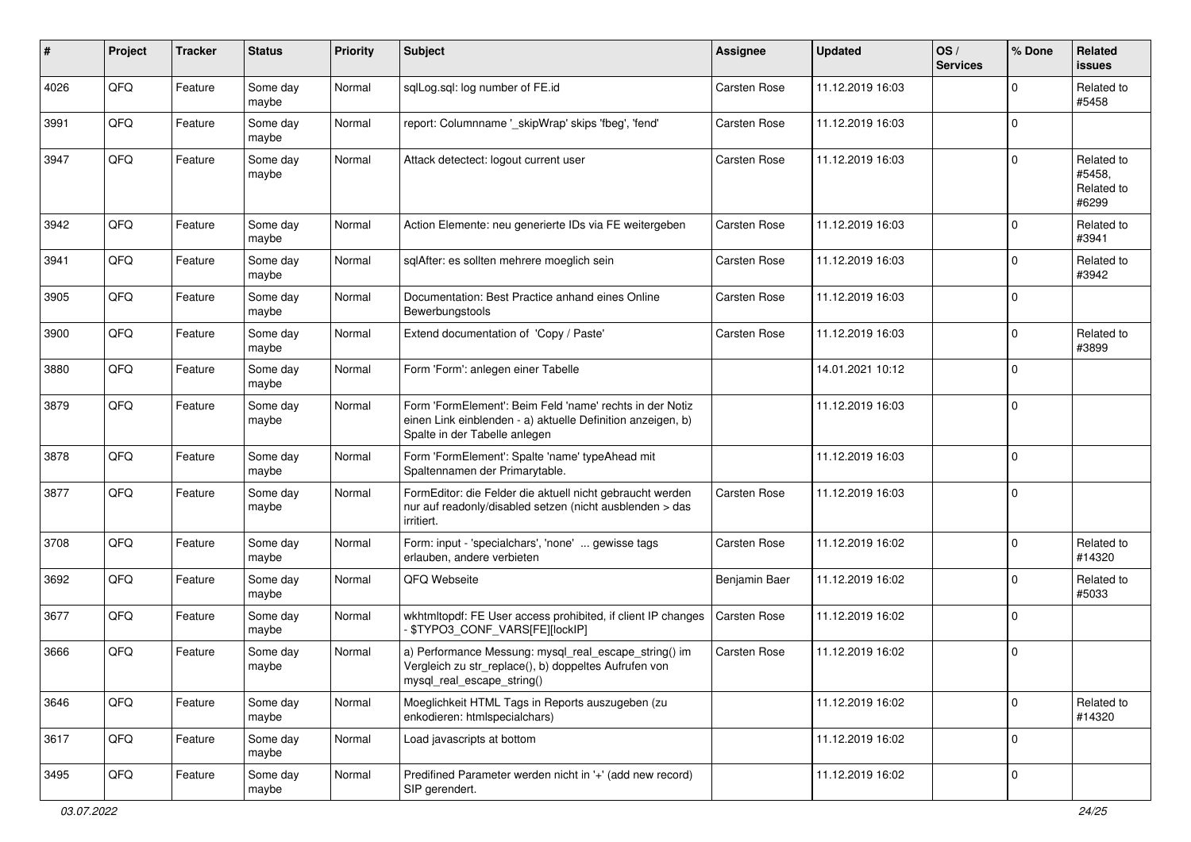| # | Project | Tracker | Status | Priority | Subject | Assignee | Updated | OS / Services | % Done | Related issues |
|---|---|---|---|---|---|---|---|---|---|---|
| 4026 | QFQ | Feature | Some day maybe | Normal | sqlLog.sql: log number of FE.id | Carsten Rose | 11.12.2019 16:03 | | 0 | Related to #5458 |
| 3991 | QFQ | Feature | Some day maybe | Normal | report: Columnname '_skipWrap' skips 'fbeg', 'fend' | Carsten Rose | 11.12.2019 16:03 | | 0 | |
| 3947 | QFQ | Feature | Some day maybe | Normal | Attack detectect: logout current user | Carsten Rose | 11.12.2019 16:03 | | 0 | Related to #5458, Related to #6299 |
| 3942 | QFQ | Feature | Some day maybe | Normal | Action Elemente: neu generierte IDs via FE weitergeben | Carsten Rose | 11.12.2019 16:03 | | 0 | Related to #3941 |
| 3941 | QFQ | Feature | Some day maybe | Normal | sqlAfter: es sollten mehrere moeglich sein | Carsten Rose | 11.12.2019 16:03 | | 0 | Related to #3942 |
| 3905 | QFQ | Feature | Some day maybe | Normal | Documentation: Best Practice anhand eines Online Bewerbungstools | Carsten Rose | 11.12.2019 16:03 | | 0 | |
| 3900 | QFQ | Feature | Some day maybe | Normal | Extend documentation of 'Copy / Paste' | Carsten Rose | 11.12.2019 16:03 | | 0 | Related to #3899 |
| 3880 | QFQ | Feature | Some day maybe | Normal | Form 'Form': anlegen einer Tabelle | | 14.01.2021 10:12 | | 0 | |
| 3879 | QFQ | Feature | Some day maybe | Normal | Form 'FormElement': Beim Feld 'name' rechts in der Notiz einen Link einblenden - a) aktuelle Definition anzeigen, b) Spalte in der Tabelle anlegen | | 11.12.2019 16:03 | | 0 | |
| 3878 | QFQ | Feature | Some day maybe | Normal | Form 'FormElement': Spalte 'name' typeAhead mit Spaltennamen der Primarytable. | | 11.12.2019 16:03 | | 0 | |
| 3877 | QFQ | Feature | Some day maybe | Normal | FormEditor: die Felder die aktuell nicht gebraucht werden nur auf readonly/disabled setzen (nicht ausblenden > das irritiert. | Carsten Rose | 11.12.2019 16:03 | | 0 | |
| 3708 | QFQ | Feature | Some day maybe | Normal | Form: input - 'specialchars', 'none' ... gewisse tags erlauben, andere verbieten | Carsten Rose | 11.12.2019 16:02 | | 0 | Related to #14320 |
| 3692 | QFQ | Feature | Some day maybe | Normal | QFQ Webseite | Benjamin Baer | 11.12.2019 16:02 | | 0 | Related to #5033 |
| 3677 | QFQ | Feature | Some day maybe | Normal | wkhtmltopdf: FE User access prohibited, if client IP changes - $TYPO3_CONF_VARS[FE][lockIP] | Carsten Rose | 11.12.2019 16:02 | | 0 | |
| 3666 | QFQ | Feature | Some day maybe | Normal | a) Performance Messung: mysql_real_escape_string() im Vergleich zu str_replace(), b) doppeltes Aufrufen von mysql_real_escape_string() | Carsten Rose | 11.12.2019 16:02 | | 0 | |
| 3646 | QFQ | Feature | Some day maybe | Normal | Moeglichkeit HTML Tags in Reports auszugeben (zu enkodieren: htmlspecialchars) | | 11.12.2019 16:02 | | 0 | Related to #14320 |
| 3617 | QFQ | Feature | Some day maybe | Normal | Load javascripts at bottom | | 11.12.2019 16:02 | | 0 | |
| 3495 | QFQ | Feature | Some day maybe | Normal | Predifined Parameter werden nicht in '+' (add new record) SIP gerendert. | | 11.12.2019 16:02 | | 0 | |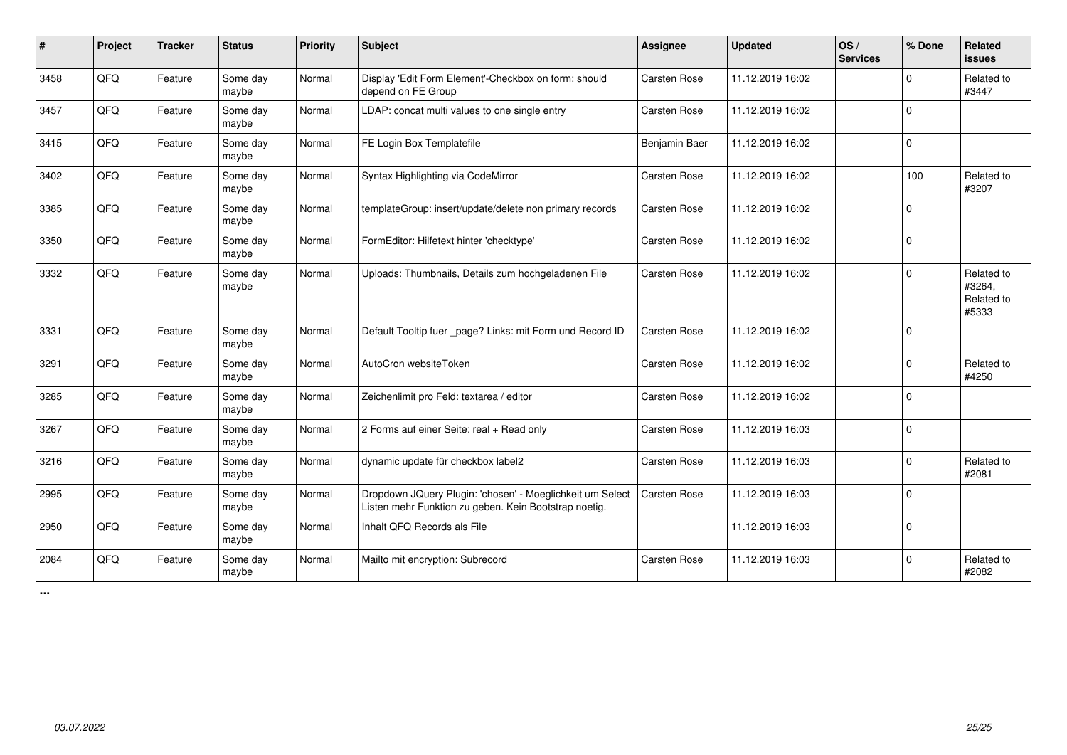| # | Project | Tracker | Status | Priority | Subject | Assignee | Updated | OS / Services | % Done | Related issues |
|---|---|---|---|---|---|---|---|---|---|---|
| 3458 | QFQ | Feature | Some day maybe | Normal | Display 'Edit Form Element'-Checkbox on form: should depend on FE Group | Carsten Rose | 11.12.2019 16:02 | | 0 | Related to #3447 |
| 3457 | QFQ | Feature | Some day maybe | Normal | LDAP: concat multi values to one single entry | Carsten Rose | 11.12.2019 16:02 | | 0 | |
| 3415 | QFQ | Feature | Some day maybe | Normal | FE Login Box Templatefile | Benjamin Baer | 11.12.2019 16:02 | | 0 | |
| 3402 | QFQ | Feature | Some day maybe | Normal | Syntax Highlighting via CodeMirror | Carsten Rose | 11.12.2019 16:02 | | 100 | Related to #3207 |
| 3385 | QFQ | Feature | Some day maybe | Normal | templateGroup: insert/update/delete non primary records | Carsten Rose | 11.12.2019 16:02 | | 0 | |
| 3350 | QFQ | Feature | Some day maybe | Normal | FormEditor: Hilfetext hinter 'checktype' | Carsten Rose | 11.12.2019 16:02 | | 0 | |
| 3332 | QFQ | Feature | Some day maybe | Normal | Uploads: Thumbnails, Details zum hochgeladenen File | Carsten Rose | 11.12.2019 16:02 | | 0 | Related to #3264, Related to #5333 |
| 3331 | QFQ | Feature | Some day maybe | Normal | Default Tooltip fuer _page? Links: mit Form und Record ID | Carsten Rose | 11.12.2019 16:02 | | 0 | |
| 3291 | QFQ | Feature | Some day maybe | Normal | AutoCron websiteToken | Carsten Rose | 11.12.2019 16:02 | | 0 | Related to #4250 |
| 3285 | QFQ | Feature | Some day maybe | Normal | Zeichenlimit pro Feld: textarea / editor | Carsten Rose | 11.12.2019 16:02 | | 0 | |
| 3267 | QFQ | Feature | Some day maybe | Normal | 2 Forms auf einer Seite: real + Read only | Carsten Rose | 11.12.2019 16:03 | | 0 | |
| 3216 | QFQ | Feature | Some day maybe | Normal | dynamic update für checkbox label2 | Carsten Rose | 11.12.2019 16:03 | | 0 | Related to #2081 |
| 2995 | QFQ | Feature | Some day maybe | Normal | Dropdown JQuery Plugin: 'chosen' - Moeglichkeit um Select Listen mehr Funktion zu geben. Kein Bootstrap noetig. | Carsten Rose | 11.12.2019 16:03 | | 0 | |
| 2950 | QFQ | Feature | Some day maybe | Normal | Inhalt QFQ Records als File | | 11.12.2019 16:03 | | 0 | |
| 2084 | QFQ | Feature | Some day maybe | Normal | Mailto mit encryption: Subrecord | Carsten Rose | 11.12.2019 16:03 | | 0 | Related to #2082 |

...